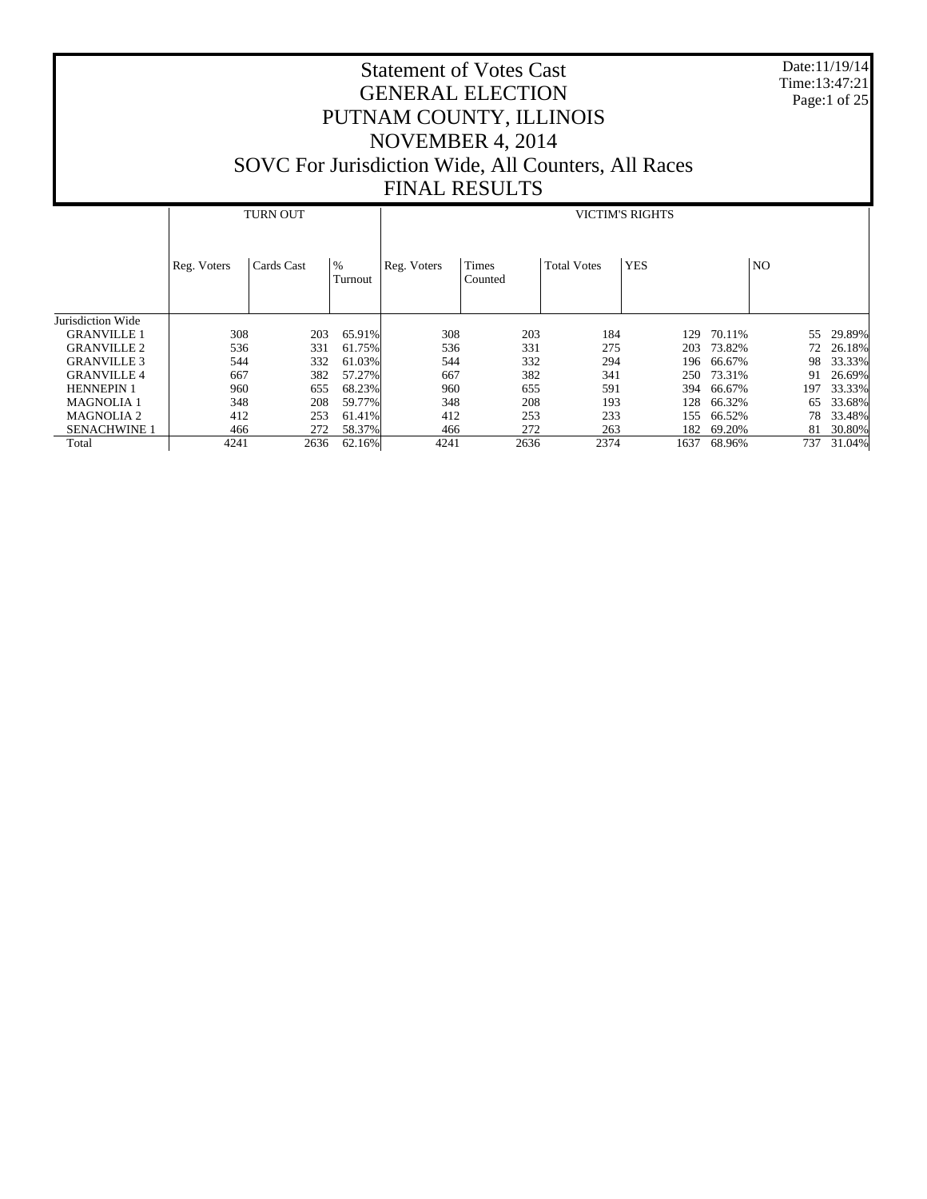# Statement of Votes Cast
# GENERAL ELECTION
# PUTNAM COUNTY, ILLINOIS
# NOVEMBER 4, 2014
# SOVC For Jurisdiction Wide, All Counters, All Races
# FINAL RESULTS

Date:11/19/14
Time:13:47:21

| | TURN OUT | | | VICTIM'S RIGHTS | | | | | | |
|---|---|---|---|---|---|---|---|---|---|---|
| | Reg. Voters | Cards Cast | % Turnout | Reg. Voters | Times Counted | Total Votes | YES | | NO | |
| Jurisdiction Wide | | | | | | | | | | |
| GRANVILLE 1 | 308 | 203 | 65.91% | 308 | 203 | 184 | 129 | 70.11% | 55 | 29.89% |
| GRANVILLE 2 | 536 | 331 | 61.75% | 536 | 331 | 275 | 203 | 73.82% | 72 | 26.18% |
| GRANVILLE 3 | 544 | 332 | 61.03% | 544 | 332 | 294 | 196 | 66.67% | 98 | 33.33% |
| GRANVILLE 4 | 667 | 382 | 57.27% | 667 | 382 | 341 | 250 | 73.31% | 91 | 26.69% |
| HENNEPIN 1 | 960 | 655 | 68.23% | 960 | 655 | 591 | 394 | 66.67% | 197 | 33.33% |
| MAGNOLIA 1 | 348 | 208 | 59.77% | 348 | 208 | 193 | 128 | 66.32% | 65 | 33.68% |
| MAGNOLIA 2 | 412 | 253 | 61.41% | 412 | 253 | 233 | 155 | 66.52% | 78 | 33.48% |
| SENACHWINE 1 | 466 | 272 | 58.37% | 466 | 272 | 263 | 182 | 69.20% | 81 | 30.80% |
| Total | 4241 | 2636 | 62.16% | 4241 | 2636 | 2374 | 1637 | 68.96% | 737 | 31.04% |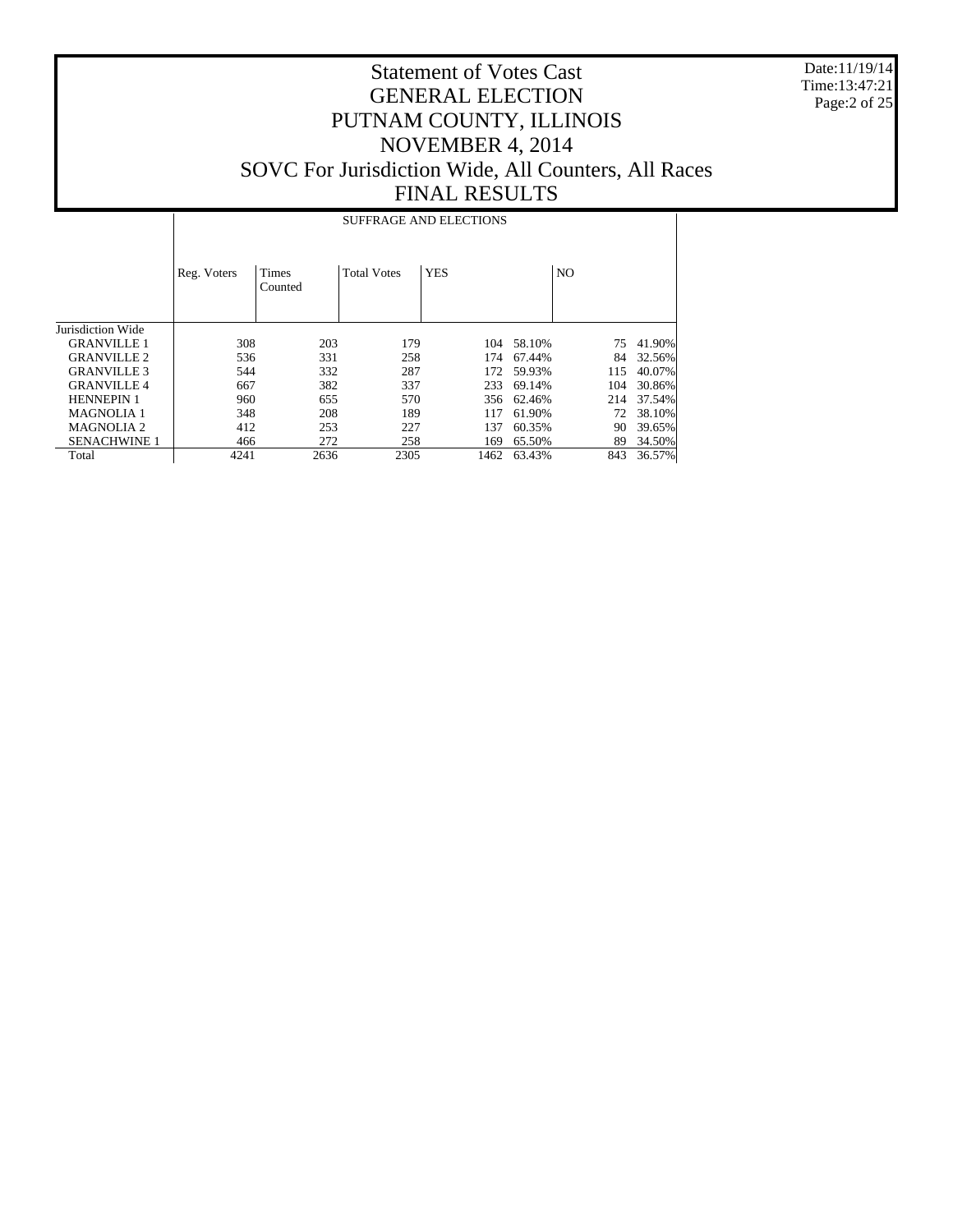# Statement of Votes Cast
# GENERAL ELECTION
# PUTNAM COUNTY, ILLINOIS
# NOVEMBER 4, 2014
# SOVC For Jurisdiction Wide, All Counters, All Races
# FINAL RESULTS

Date:11/19/14
Time:13:47:21

| | SUFFRAGE AND ELECTIONS | | | | | | |
|---|---|---|---|---|---|---|---|
| | Reg. Voters | Times Counted | Total Votes | YES | | NO | |
| Jurisdiction Wide | | | | | | | |
| GRANVILLE 1 | 308 | 203 | 179 | 104 | 58.10% | 75 | 41.90% |
| GRANVILLE 2 | 536 | 331 | 258 | 174 | 67.44% | 84 | 32.56% |
| GRANVILLE 3 | 544 | 332 | 287 | 172 | 59.93% | 115 | 40.07% |
| GRANVILLE 4 | 667 | 382 | 337 | 233 | 69.14% | 104 | 30.86% |
| HENNEPIN 1 | 960 | 655 | 570 | 356 | 62.46% | 214 | 37.54% |
| MAGNOLIA 1 | 348 | 208 | 189 | 117 | 61.90% | 72 | 38.10% |
| MAGNOLIA 2 | 412 | 253 | 227 | 137 | 60.35% | 90 | 39.65% |
| SENACHWINE 1 | 466 | 272 | 258 | 169 | 65.50% | 89 | 34.50% |
| Total | 4241 | 2636 | 2305 | 1462 | 63.43% | 843 | 36.57% |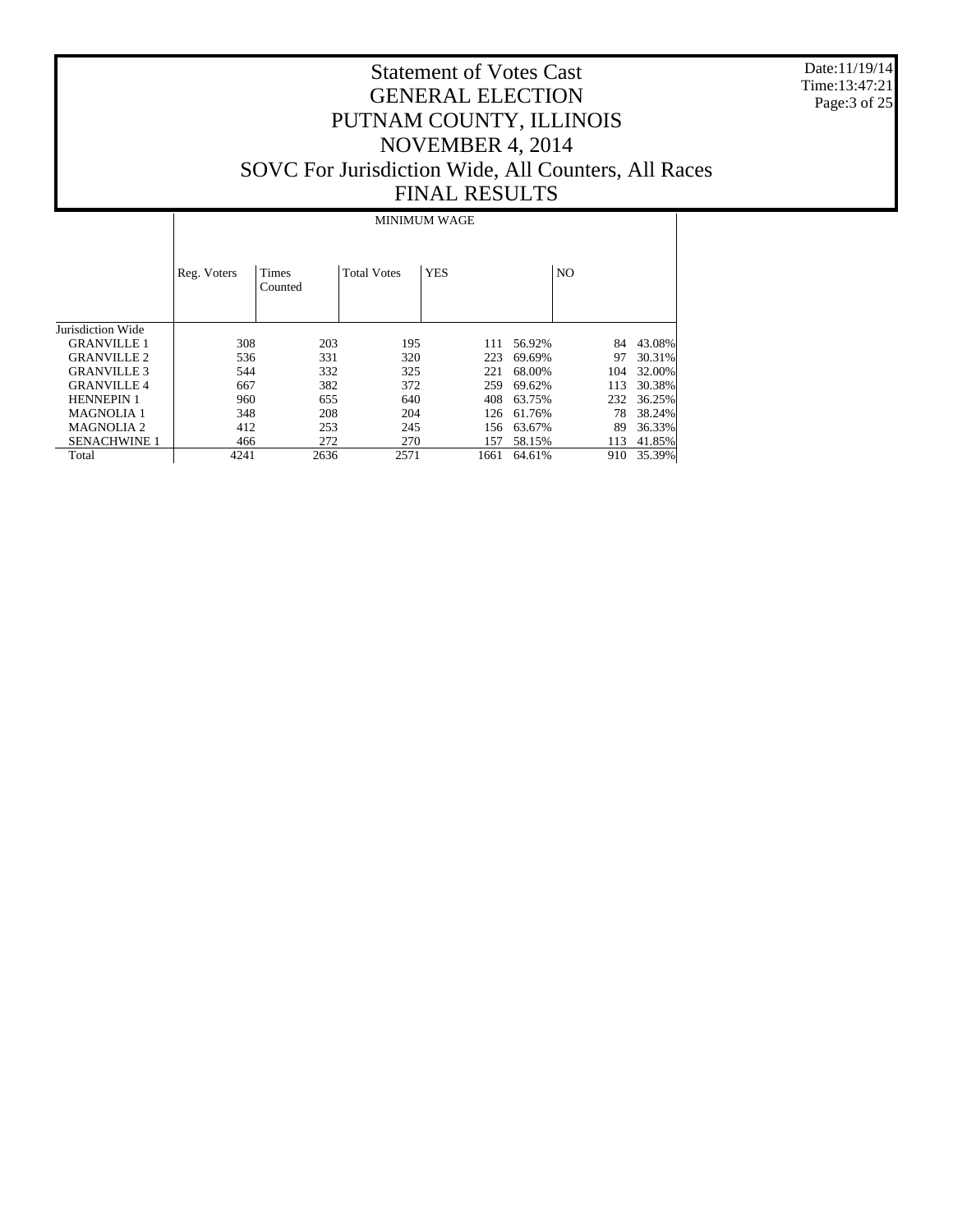# Statement of Votes Cast
# GENERAL ELECTION
# PUTNAM COUNTY, ILLINOIS
# NOVEMBER 4, 2014
# SOVC For Jurisdiction Wide, All Counters, All Races
# FINAL RESULTS

Date:11/19/14
Time:13:47:21

| | MINIMUM WAGE | | | | | | |
|---|---|---|---|---|---|---|---|
| | Reg. Voters | Times Counted | Total Votes | YES | | NO | |
| Jurisdiction Wide | | | | | | | |
| GRANVILLE 1 | 308 | 203 | 195 | 111 | 56.92% | 84 | 43.08% |
| GRANVILLE 2 | 536 | 331 | 320 | 223 | 69.69% | 97 | 30.31% |
| GRANVILLE 3 | 544 | 332 | 325 | 221 | 68.00% | 104 | 32.00% |
| GRANVILLE 4 | 667 | 382 | 372 | 259 | 69.62% | 113 | 30.38% |
| HENNEPIN 1 | 960 | 655 | 640 | 408 | 63.75% | 232 | 36.25% |
| MAGNOLIA 1 | 348 | 208 | 204 | 126 | 61.76% | 78 | 38.24% |
| MAGNOLIA 2 | 412 | 253 | 245 | 156 | 63.67% | 89 | 36.33% |
| SENACHWINE 1 | 466 | 272 | 270 | 157 | 58.15% | 113 | 41.85% |
| Total | 4241 | 2636 | 2571 | 1661 | 64.61% | 910 | 35.39% |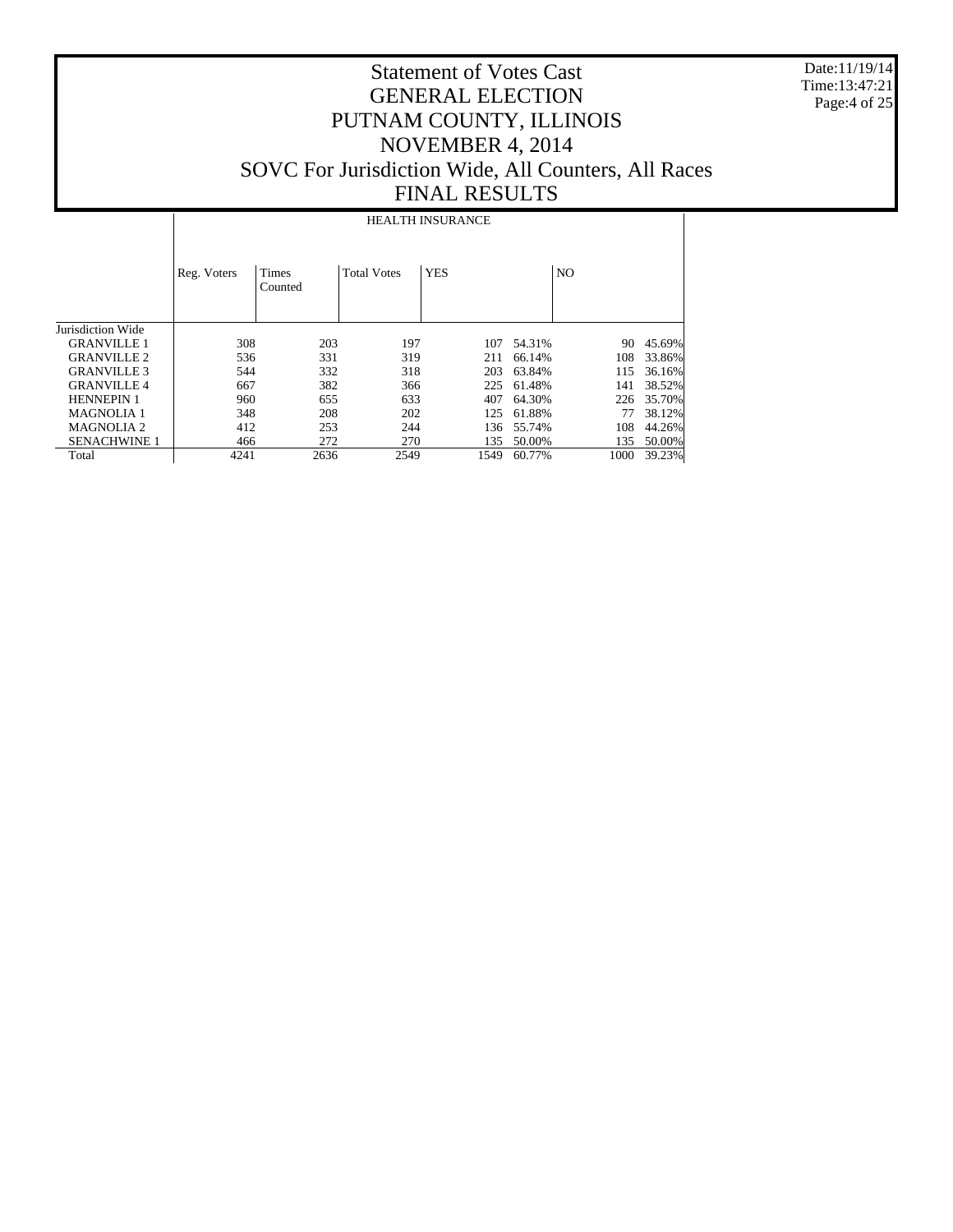# Statement of Votes Cast
# GENERAL ELECTION
# PUTNAM COUNTY, ILLINOIS
# NOVEMBER 4, 2014
# SOVC For Jurisdiction Wide, All Counters, All Races
# FINAL RESULTS

| | HEALTH INSURANCE | | | | | | |
|---|---|---|---|---|---|---|---|
| | Reg. Voters | Times Counted | Total Votes | YES | | NO | |
| Jurisdiction Wide | | | | | | | |
| GRANVILLE 1 | 308 | 203 | 197 | 107 | 54.31% | 90 | 45.69% |
| GRANVILLE 2 | 536 | 331 | 319 | 211 | 66.14% | 108 | 33.86% |
| GRANVILLE 3 | 544 | 332 | 318 | 203 | 63.84% | 115 | 36.16% |
| GRANVILLE 4 | 667 | 382 | 366 | 225 | 61.48% | 141 | 38.52% |
| HENNEPIN 1 | 960 | 655 | 633 | 407 | 64.30% | 226 | 35.70% |
| MAGNOLIA 1 | 348 | 208 | 202 | 125 | 61.88% | 77 | 38.12% |
| MAGNOLIA 2 | 412 | 253 | 244 | 136 | 55.74% | 108 | 44.26% |
| SENACHWINE 1 | 466 | 272 | 270 | 135 | 50.00% | 135 | 50.00% |
| Total | 4241 | 2636 | 2549 | 1549 | 60.77% | 1000 | 39.23% |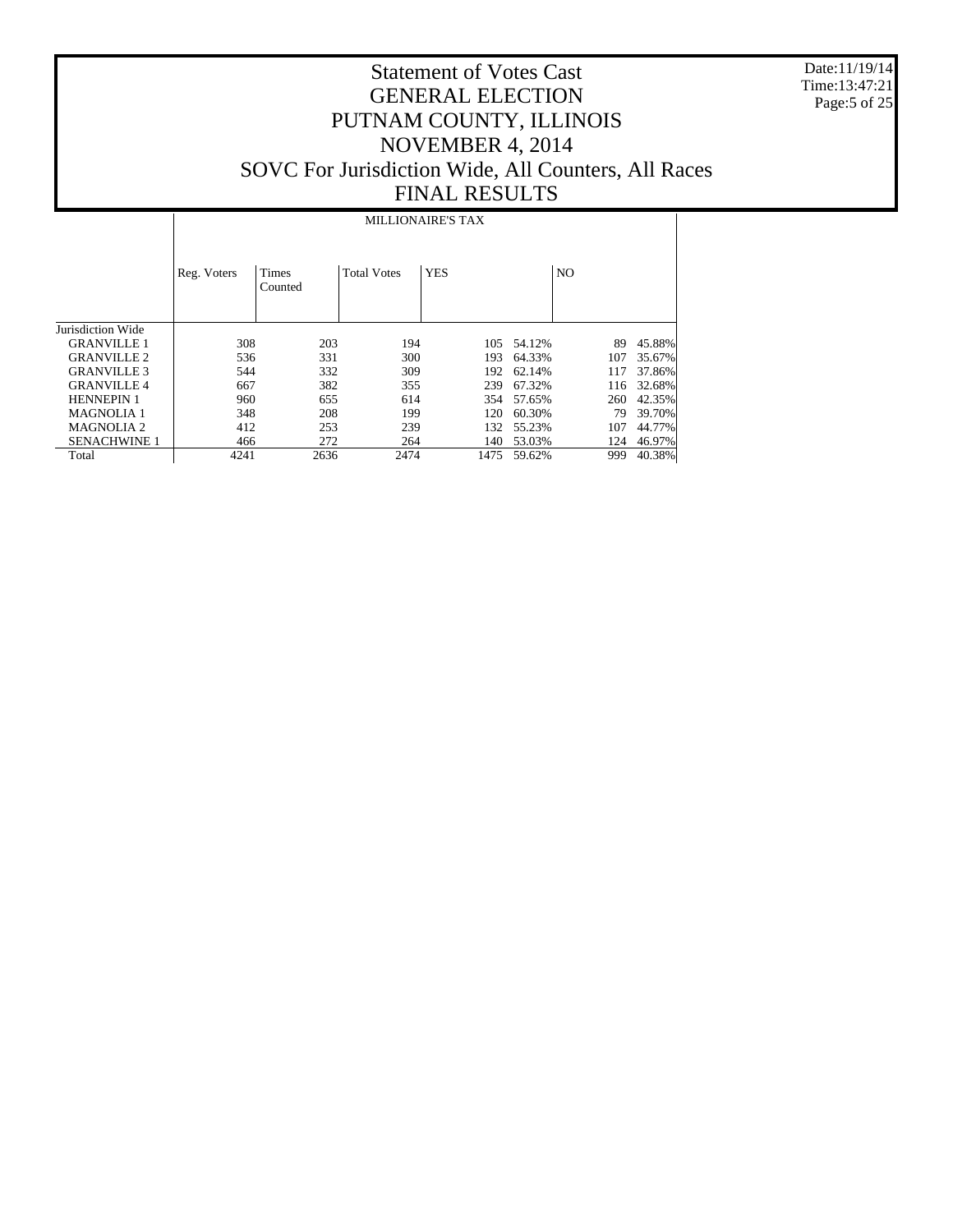# Statement of Votes Cast
# GENERAL ELECTION
# PUTNAM COUNTY, ILLINOIS
# NOVEMBER 4, 2014
# SOVC For Jurisdiction Wide, All Counters, All Races
# FINAL RESULTS

Date:11/19/14
Time:13:47:21

| | MILLIONAIRE'S TAX | | | | | | |
|---|---|---|---|---|---|---|---|
| | Reg. Voters | Times Counted | Total Votes | YES | | NO | |
| Jurisdiction Wide | | | | | | | |
| GRANVILLE 1 | 308 | 203 | 194 | 105 | 54.12% | 89 | 45.88% |
| GRANVILLE 2 | 536 | 331 | 300 | 193 | 64.33% | 107 | 35.67% |
| GRANVILLE 3 | 544 | 332 | 309 | 192 | 62.14% | 117 | 37.86% |
| GRANVILLE 4 | 667 | 382 | 355 | 239 | 67.32% | 116 | 32.68% |
| HENNEPIN 1 | 960 | 655 | 614 | 354 | 57.65% | 260 | 42.35% |
| MAGNOLIA 1 | 348 | 208 | 199 | 120 | 60.30% | 79 | 39.70% |
| MAGNOLIA 2 | 412 | 253 | 239 | 132 | 55.23% | 107 | 44.77% |
| SENACHWINE 1 | 466 | 272 | 264 | 140 | 53.03% | 124 | 46.97% |
| Total | 4241 | 2636 | 2474 | 1475 | 59.62% | 999 | 40.38% |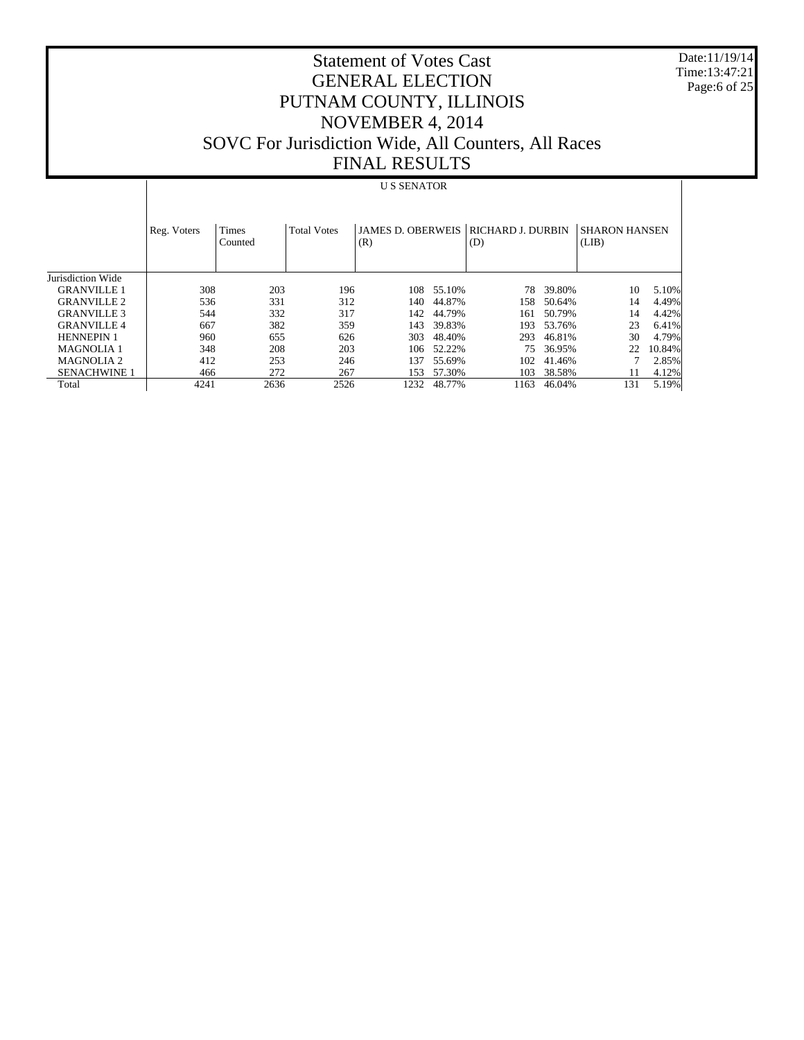# Statement of Votes Cast
# GENERAL ELECTION
# PUTNAM COUNTY, ILLINOIS
# NOVEMBER 4, 2014
# SOVC For Jurisdiction Wide, All Counters, All Races
# FINAL RESULTS

Date:11/19/14
Time:13:47:21

| | U S SENATOR | | | | | | | | |
|---|---|---|---|---|---|---|---|---|---|
| | Reg. Voters | Times Counted | Total Votes | JAMES D. OBERWEIS (R) | | RICHARD J. DURBIN (D) | | SHARON HANSEN (LIB) | |
| Jurisdiction Wide | | | | | | | | | |
| GRANVILLE 1 | 308 | 203 | 196 | 108 | 55.10% | 78 | 39.80% | 10 | 5.10% |
| GRANVILLE 2 | 536 | 331 | 312 | 140 | 44.87% | 158 | 50.64% | 14 | 4.49% |
| GRANVILLE 3 | 544 | 332 | 317 | 142 | 44.79% | 161 | 50.79% | 14 | 4.42% |
| GRANVILLE 4 | 667 | 382 | 359 | 143 | 39.83% | 193 | 53.76% | 23 | 6.41% |
| HENNEPIN 1 | 960 | 655 | 626 | 303 | 48.40% | 293 | 46.81% | 30 | 4.79% |
| MAGNOLIA 1 | 348 | 208 | 203 | 106 | 52.22% | 75 | 36.95% | 22 | 10.84% |
| MAGNOLIA 2 | 412 | 253 | 246 | 137 | 55.69% | 102 | 41.46% | 7 | 2.85% |
| SENACHWINE 1 | 466 | 272 | 267 | 153 | 57.30% | 103 | 38.58% | 11 | 4.12% |
| Total | 4241 | 2636 | 2526 | 1232 | 48.77% | 1163 | 46.04% | 131 | 5.19% |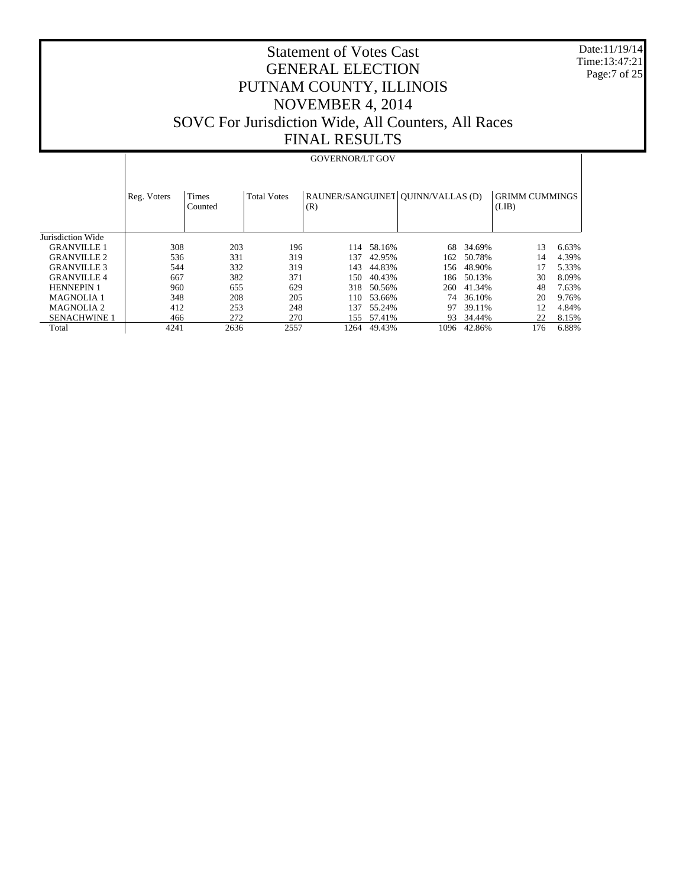# Statement of Votes Cast
# GENERAL ELECTION
# PUTNAM COUNTY, ILLINOIS
# NOVEMBER 4, 2014
# SOVC For Jurisdiction Wide, All Counters, All Races
# FINAL RESULTS

Date:11/19/14
Time:13:47:21

| | Reg. Voters | Times Counted | Total Votes | GOVERNOR/LT GOV | | | | | |
|---|---|---|---|---|---|---|---|---|---|
| | | | | RAUNER/SANGUINETI (R) | | QUINN/VALLAS (D) | | GRIMM CUMMINGS (LIB) | |
| Jurisdiction Wide | | | | | | | | | |
| GRANVILLE 1 | 308 | 203 | 196 | 114 | 58.16% | 68 | 34.69% | 13 | 6.63% |
| GRANVILLE 2 | 536 | 331 | 319 | 137 | 42.95% | 162 | 50.78% | 14 | 4.39% |
| GRANVILLE 3 | 544 | 332 | 319 | 143 | 44.83% | 156 | 48.90% | 17 | 5.33% |
| GRANVILLE 4 | 667 | 382 | 371 | 150 | 40.43% | 186 | 50.13% | 30 | 8.09% |
| HENNEPIN 1 | 960 | 655 | 629 | 318 | 50.56% | 260 | 41.34% | 48 | 7.63% |
| MAGNOLIA 1 | 348 | 208 | 205 | 110 | 53.66% | 74 | 36.10% | 20 | 9.76% |
| MAGNOLIA 2 | 412 | 253 | 248 | 137 | 55.24% | 97 | 39.11% | 12 | 4.84% |
| SENACHWINE 1 | 466 | 272 | 270 | 155 | 57.41% | 93 | 34.44% | 22 | 8.15% |
| Total | 4241 | 2636 | 2557 | 1264 | 49.43% | 1096 | 42.86% | 176 | 6.88% |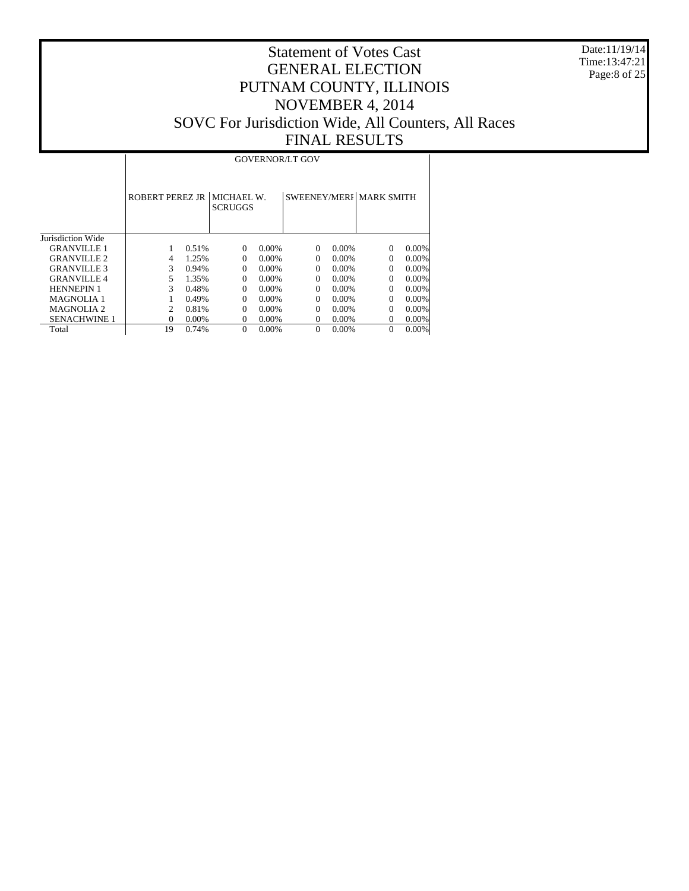# Statement of Votes Cast
# GENERAL ELECTION
# PUTNAM COUNTY, ILLINOIS
# NOVEMBER 4, 2014
# SOVC For Jurisdiction Wide, All Counters, All Races
# FINAL RESULTS

Date:11/19/14
Time:13:47:21

| | GOVERNOR/LT GOV | | | | | | | |
|---|---|---|---|---|---|---|---|---|
| | ROBERT PEREZ JR | | MICHAEL W. SCRUGGS | | SWEENEY/MERI | | MARK SMITH | |
| Jurisdiction Wide | | | | | | | | |
| GRANVILLE 1 | 1 | 0.51% | 0 | 0.00% | 0 | 0.00% | 0 | 0.00% |
| GRANVILLE 2 | 4 | 1.25% | 0 | 0.00% | 0 | 0.00% | 0 | 0.00% |
| GRANVILLE 3 | 3 | 0.94% | 0 | 0.00% | 0 | 0.00% | 0 | 0.00% |
| GRANVILLE 4 | 5 | 1.35% | 0 | 0.00% | 0 | 0.00% | 0 | 0.00% |
| HENNEPIN 1 | 3 | 0.48% | 0 | 0.00% | 0 | 0.00% | 0 | 0.00% |
| MAGNOLIA 1 | 1 | 0.49% | 0 | 0.00% | 0 | 0.00% | 0 | 0.00% |
| MAGNOLIA 2 | 2 | 0.81% | 0 | 0.00% | 0 | 0.00% | 0 | 0.00% |
| SENACHWINE 1 | 0 | 0.00% | 0 | 0.00% | 0 | 0.00% | 0 | 0.00% |
| Total | 19 | 0.74% | 0 | 0.00% | 0 | 0.00% | 0 | 0.00% |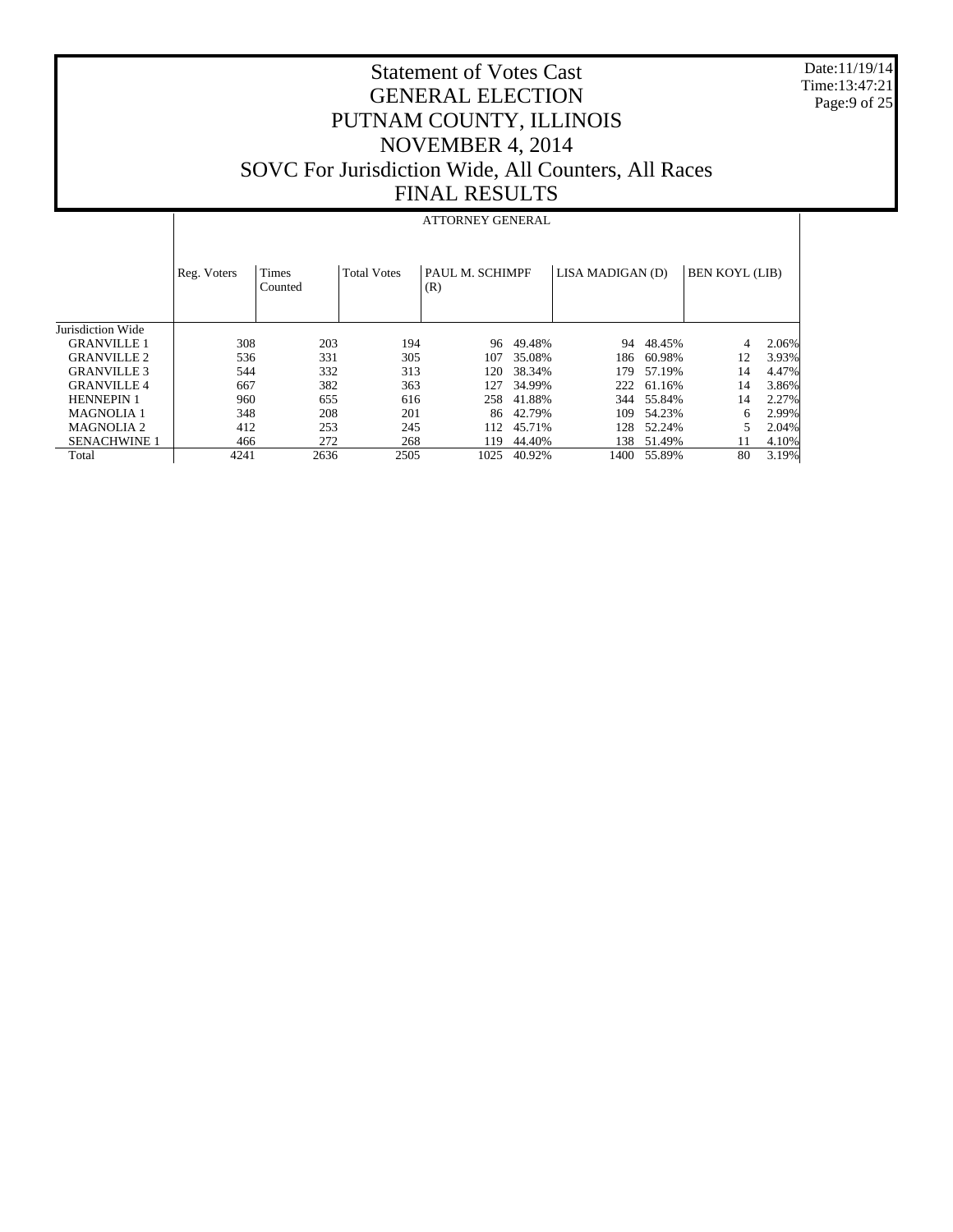# Statement of Votes Cast
# GENERAL ELECTION
# PUTNAM COUNTY, ILLINOIS
# NOVEMBER 4, 2014
# SOVC For Jurisdiction Wide, All Counters, All Races
# FINAL RESULTS

Date:11/19/14
Time:13:47:21

ATTORNEY GENERAL

| | Reg. Voters | Times Counted | Total Votes | PAUL M. SCHIMPF (R) | | LISA MADIGAN (D) | | BEN KOYL (LIB) | |
|---|---|---|---|---|---|---|---|---|---|
| Jurisdiction Wide | | | | | | | | | |
| GRANVILLE 1 | 308 | 203 | 194 | 96 | 49.48% | 94 | 48.45% | 4 | 2.06% |
| GRANVILLE 2 | 536 | 331 | 305 | 107 | 35.08% | 186 | 60.98% | 12 | 3.93% |
| GRANVILLE 3 | 544 | 332 | 313 | 120 | 38.34% | 179 | 57.19% | 14 | 4.47% |
| GRANVILLE 4 | 667 | 382 | 363 | 127 | 34.99% | 222 | 61.16% | 14 | 3.86% |
| HENNEPIN 1 | 960 | 655 | 616 | 258 | 41.88% | 344 | 55.84% | 14 | 2.27% |
| MAGNOLIA 1 | 348 | 208 | 201 | 86 | 42.79% | 109 | 54.23% | 6 | 2.99% |
| MAGNOLIA 2 | 412 | 253 | 245 | 112 | 45.71% | 128 | 52.24% | 5 | 2.04% |
| SENACHWINE 1 | 466 | 272 | 268 | 119 | 44.40% | 138 | 51.49% | 11 | 4.10% |
| Total | 4241 | 2636 | 2505 | 1025 | 40.92% | 1400 | 55.89% | 80 | 3.19% |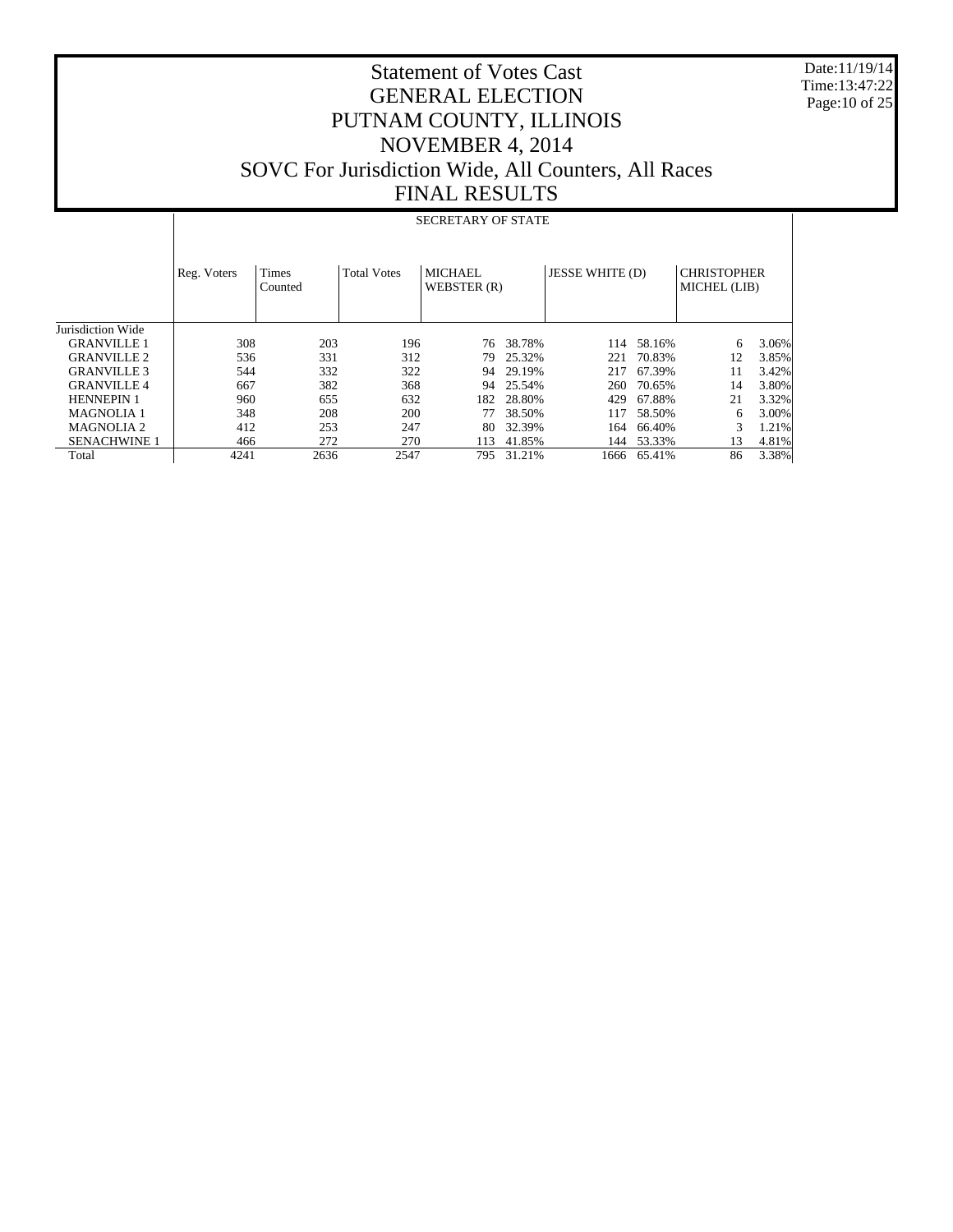# Statement of Votes Cast
# GENERAL ELECTION
# PUTNAM COUNTY, ILLINOIS
# NOVEMBER 4, 2014
# SOVC For Jurisdiction Wide, All Counters, All Races
# FINAL RESULTS

Date:11/19/14
Time:13:47:22

| | Reg. Voters | Times Counted | Total Votes | MICHAEL WEBSTER (R) | | JESSE WHITE (D) | | CHRISTOPHER MICHEL (LIB) | |
|---|---|---|---|---|---|---|---|---|---|
| | SECRETARY OF STATE | | | | | | | | |
| Jurisdiction Wide | | | | | | | | | |
| GRANVILLE 1 | 308 | 203 | 196 | 76 | 38.78% | 114 | 58.16% | 6 | 3.06% |
| GRANVILLE 2 | 536 | 331 | 312 | 79 | 25.32% | 221 | 70.83% | 12 | 3.85% |
| GRANVILLE 3 | 544 | 332 | 322 | 94 | 29.19% | 217 | 67.39% | 11 | 3.42% |
| GRANVILLE 4 | 667 | 382 | 368 | 94 | 25.54% | 260 | 70.65% | 14 | 3.80% |
| HENNEPIN 1 | 960 | 655 | 632 | 182 | 28.80% | 429 | 67.88% | 21 | 3.32% |
| MAGNOLIA 1 | 348 | 208 | 200 | 77 | 38.50% | 117 | 58.50% | 6 | 3.00% |
| MAGNOLIA 2 | 412 | 253 | 247 | 80 | 32.39% | 164 | 66.40% | 3 | 1.21% |
| SENACHWINE 1 | 466 | 272 | 270 | 113 | 41.85% | 144 | 53.33% | 13 | 4.81% |
| Total | 4241 | 2636 | 2547 | 795 | 31.21% | 1666 | 65.41% | 86 | 3.38% |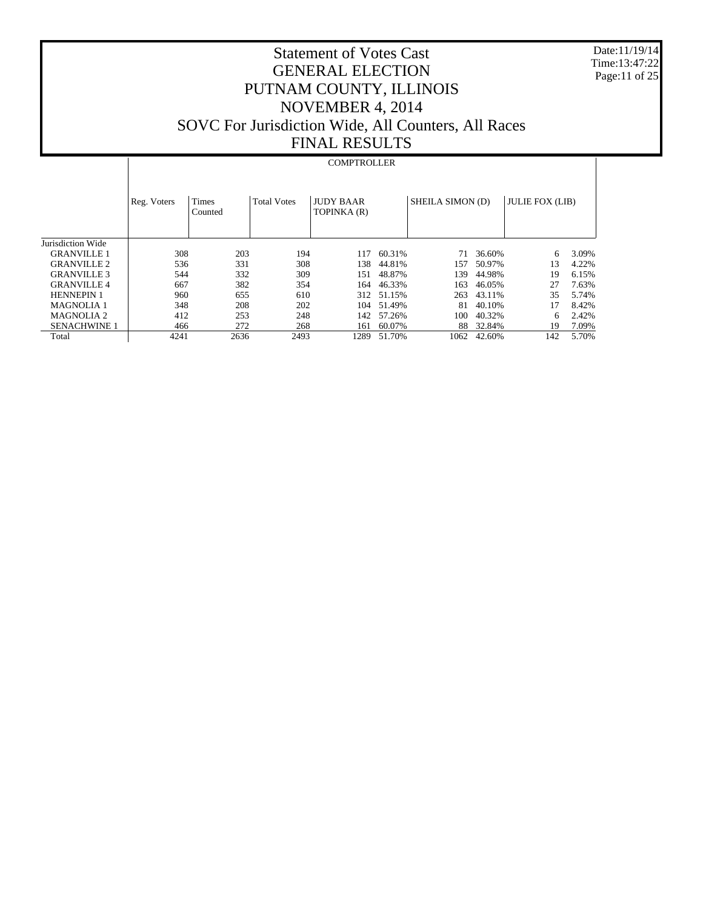# Statement of Votes Cast
# GENERAL ELECTION
# PUTNAM COUNTY, ILLINOIS
# NOVEMBER 4, 2014
# SOVC For Jurisdiction Wide, All Counters, All Races
# FINAL RESULTS

Date:11/19/14
Time:13:47:22

COMPTROLLER

| | Reg. Voters | Times Counted | Total Votes | JUDY BAAR TOPINKA (R) | | SHEILA SIMON (D) | | JULIE FOX (LIB) | |
|---|---|---|---|---|---|---|---|---|---|
| Jurisdiction Wide | | | | | | | | | |
| GRANVILLE 1 | 308 | 203 | 194 | 117 | 60.31% | 71 | 36.60% | 6 | 3.09% |
| GRANVILLE 2 | 536 | 331 | 308 | 138 | 44.81% | 157 | 50.97% | 13 | 4.22% |
| GRANVILLE 3 | 544 | 332 | 309 | 151 | 48.87% | 139 | 44.98% | 19 | 6.15% |
| GRANVILLE 4 | 667 | 382 | 354 | 164 | 46.33% | 163 | 46.05% | 27 | 7.63% |
| HENNEPIN 1 | 960 | 655 | 610 | 312 | 51.15% | 263 | 43.11% | 35 | 5.74% |
| MAGNOLIA 1 | 348 | 208 | 202 | 104 | 51.49% | 81 | 40.10% | 17 | 8.42% |
| MAGNOLIA 2 | 412 | 253 | 248 | 142 | 57.26% | 100 | 40.32% | 6 | 2.42% |
| SENACHWINE 1 | 466 | 272 | 268 | 161 | 60.07% | 88 | 32.84% | 19 | 7.09% |
| Total | 4241 | 2636 | 2493 | 1289 | 51.70% | 1062 | 42.60% | 142 | 5.70% |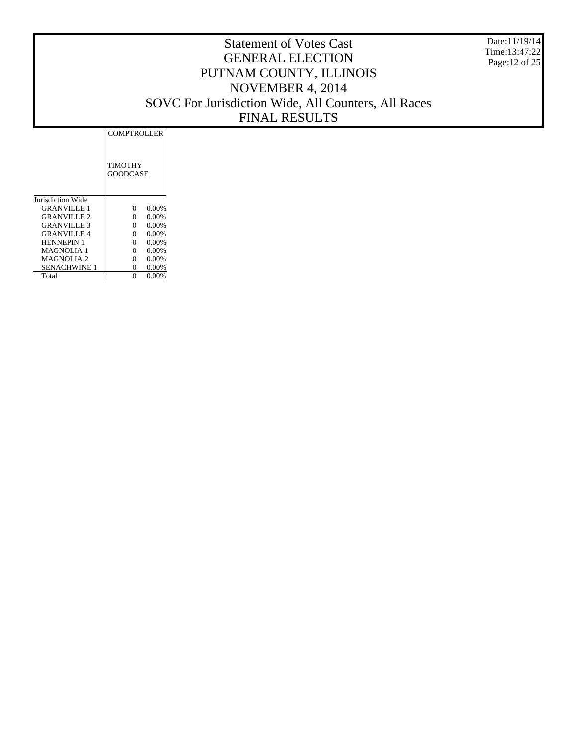# Statement of Votes Cast
# GENERAL ELECTION
# PUTNAM COUNTY, ILLINOIS
# NOVEMBER 4, 2014
# SOVC For Jurisdiction Wide, All Counters, All Races
# FINAL RESULTS

Date:11/19/14
Time:13:47:22

| | COMPTROLLER | |
|---|---|---|
| | TIMOTHY GOODCASE | |
| Jurisdiction Wide | | |
| GRANVILLE 1 | 0 | 0.00% |
| GRANVILLE 2 | 0 | 0.00% |
| GRANVILLE 3 | 0 | 0.00% |
| GRANVILLE 4 | 0 | 0.00% |
| HENNEPIN 1 | 0 | 0.00% |
| MAGNOLIA 1 | 0 | 0.00% |
| MAGNOLIA 2 | 0 | 0.00% |
| SENACHWINE 1 | 0 | 0.00% |
| Total | 0 | 0.00% |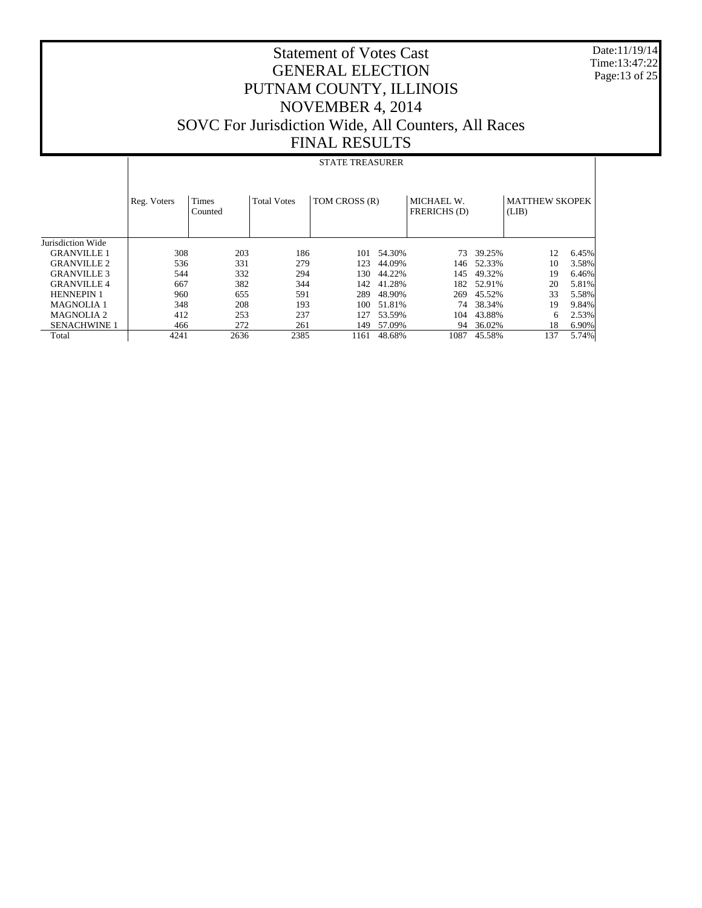# Statement of Votes Cast
# GENERAL ELECTION
# PUTNAM COUNTY, ILLINOIS
# NOVEMBER 4, 2014
# SOVC For Jurisdiction Wide, All Counters, All Races
# FINAL RESULTS

Date:11/19/14
Time:13:47:22

STATE TREASURER

| | Reg. Voters | Times Counted | Total Votes | TOM CROSS (R) | | MICHAEL W. FRERICHS (D) | | MATTHEW SKOPEK (LIB) | |
|---|---|---|---|---|---|---|---|---|---|
| Jurisdiction Wide | | | | | | | | | |
| GRANVILLE 1 | 308 | 203 | 186 | 101 | 54.30% | 73 | 39.25% | 12 | 6.45% |
| GRANVILLE 2 | 536 | 331 | 279 | 123 | 44.09% | 146 | 52.33% | 10 | 3.58% |
| GRANVILLE 3 | 544 | 332 | 294 | 130 | 44.22% | 145 | 49.32% | 19 | 6.46% |
| GRANVILLE 4 | 667 | 382 | 344 | 142 | 41.28% | 182 | 52.91% | 20 | 5.81% |
| HENNEPIN 1 | 960 | 655 | 591 | 289 | 48.90% | 269 | 45.52% | 33 | 5.58% |
| MAGNOLIA 1 | 348 | 208 | 193 | 100 | 51.81% | 74 | 38.34% | 19 | 9.84% |
| MAGNOLIA 2 | 412 | 253 | 237 | 127 | 53.59% | 104 | 43.88% | 6 | 2.53% |
| SENACHWINE 1 | 466 | 272 | 261 | 149 | 57.09% | 94 | 36.02% | 18 | 6.90% |
| Total | 4241 | 2636 | 2385 | 1161 | 48.68% | 1087 | 45.58% | 137 | 5.74% |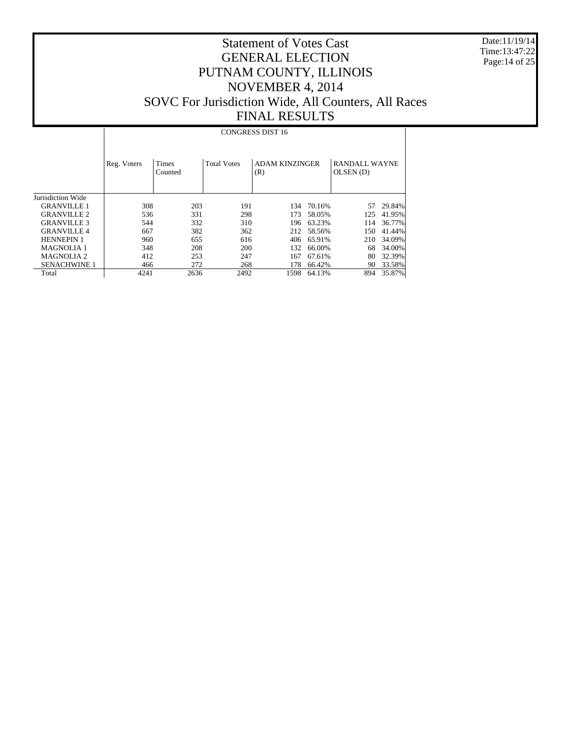# Statement of Votes Cast
# GENERAL ELECTION
# PUTNAM COUNTY, ILLINOIS
# NOVEMBER 4, 2014
# SOVC For Jurisdiction Wide, All Counters, All Races
# FINAL RESULTS

Date:11/19/14
Time:13:47:22

| | CONGRESS DIST 16 | | | | | | |
|---|---|---|---|---|---|---|---|
| | Reg. Voters | Times Counted | Total Votes | ADAM KINZINGER (R) | | RANDALL WAYNE OLSEN (D) | |
| Jurisdiction Wide | | | | | | | |
| GRANVILLE 1 | 308 | 203 | 191 | 134 | 70.16% | 57 | 29.84% |
| GRANVILLE 2 | 536 | 331 | 298 | 173 | 58.05% | 125 | 41.95% |
| GRANVILLE 3 | 544 | 332 | 310 | 196 | 63.23% | 114 | 36.77% |
| GRANVILLE 4 | 667 | 382 | 362 | 212 | 58.56% | 150 | 41.44% |
| HENNEPIN 1 | 960 | 655 | 616 | 406 | 65.91% | 210 | 34.09% |
| MAGNOLIA 1 | 348 | 208 | 200 | 132 | 66.00% | 68 | 34.00% |
| MAGNOLIA 2 | 412 | 253 | 247 | 167 | 67.61% | 80 | 32.39% |
| SENACHWINE 1 | 466 | 272 | 268 | 178 | 66.42% | 90 | 33.58% |
| Total | 4241 | 2636 | 2492 | 1598 | 64.13% | 894 | 35.87% |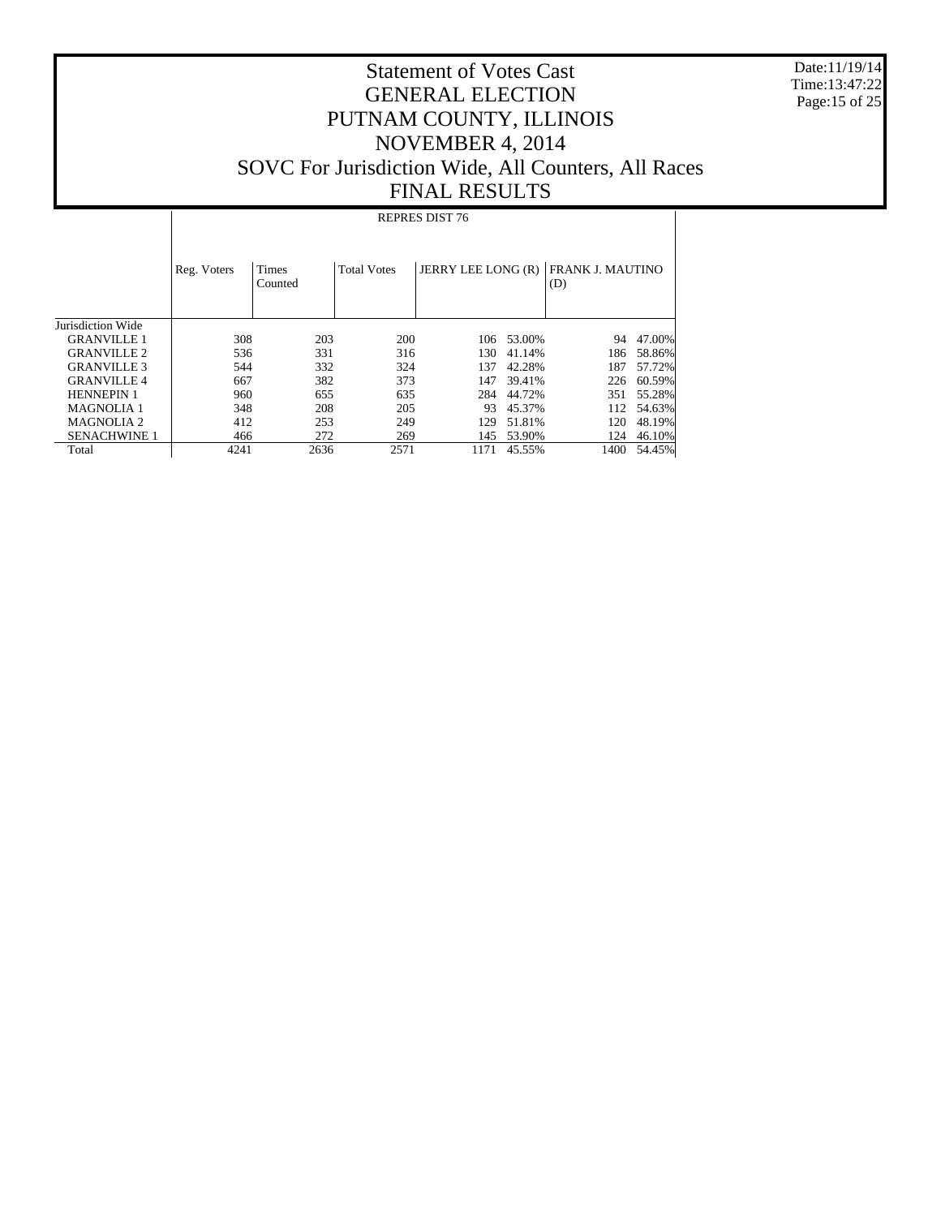# Statement of Votes Cast
# GENERAL ELECTION
# PUTNAM COUNTY, ILLINOIS
# NOVEMBER 4, 2014
# SOVC For Jurisdiction Wide, All Counters, All Races
# FINAL RESULTS

Date:11/19/14
Time:13:47:22

| | REPRES DIST 76 | | | | | | |
|---|---|---|---|---|---|---|---|
| | Reg. Voters | Times Counted | Total Votes | JERRY LEE LONG (R) | | FRANK J. MAUTINO (D) | |
| Jurisdiction Wide | | | | | | | |
| GRANVILLE 1 | 308 | 203 | 200 | 106 | 53.00% | 94 | 47.00% |
| GRANVILLE 2 | 536 | 331 | 316 | 130 | 41.14% | 186 | 58.86% |
| GRANVILLE 3 | 544 | 332 | 324 | 137 | 42.28% | 187 | 57.72% |
| GRANVILLE 4 | 667 | 382 | 373 | 147 | 39.41% | 226 | 60.59% |
| HENNEPIN 1 | 960 | 655 | 635 | 284 | 44.72% | 351 | 55.28% |
| MAGNOLIA 1 | 348 | 208 | 205 | 93 | 45.37% | 112 | 54.63% |
| MAGNOLIA 2 | 412 | 253 | 249 | 129 | 51.81% | 120 | 48.19% |
| SENACHWINE 1 | 466 | 272 | 269 | 145 | 53.90% | 124 | 46.10% |
| Total | 4241 | 2636 | 2571 | 1171 | 45.55% | 1400 | 54.45% |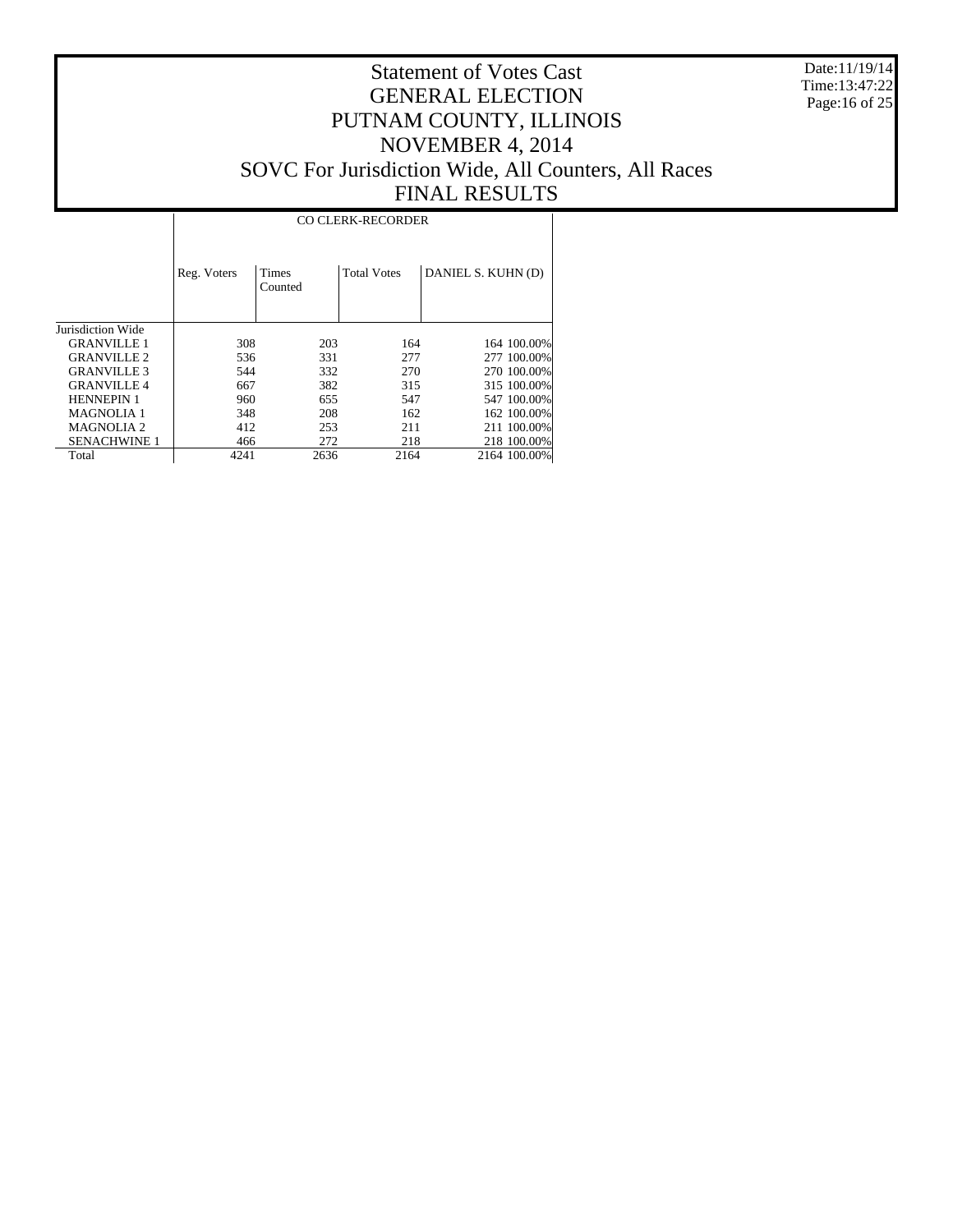# Statement of Votes Cast
# GENERAL ELECTION
# PUTNAM COUNTY, ILLINOIS
# NOVEMBER 4, 2014
# SOVC For Jurisdiction Wide, All Counters, All Races
# FINAL RESULTS

Date:11/19/14
Time:13:47:22

| | CO CLERK-RECORDER | | | | |
|---|---|---|---|---|---|
| | Reg. Voters | Times Counted | Total Votes | DANIEL S. KUHN (D) | |
| Jurisdiction Wide | | | | | |
| GRANVILLE 1 | 308 | 203 | 164 | 164 | 100.00% |
| GRANVILLE 2 | 536 | 331 | 277 | 277 | 100.00% |
| GRANVILLE 3 | 544 | 332 | 270 | 270 | 100.00% |
| GRANVILLE 4 | 667 | 382 | 315 | 315 | 100.00% |
| HENNEPIN 1 | 960 | 655 | 547 | 547 | 100.00% |
| MAGNOLIA 1 | 348 | 208 | 162 | 162 | 100.00% |
| MAGNOLIA 2 | 412 | 253 | 211 | 211 | 100.00% |
| SENACHWINE 1 | 466 | 272 | 218 | 218 | 100.00% |
| Total | 4241 | 2636 | 2164 | 2164 | 100.00% |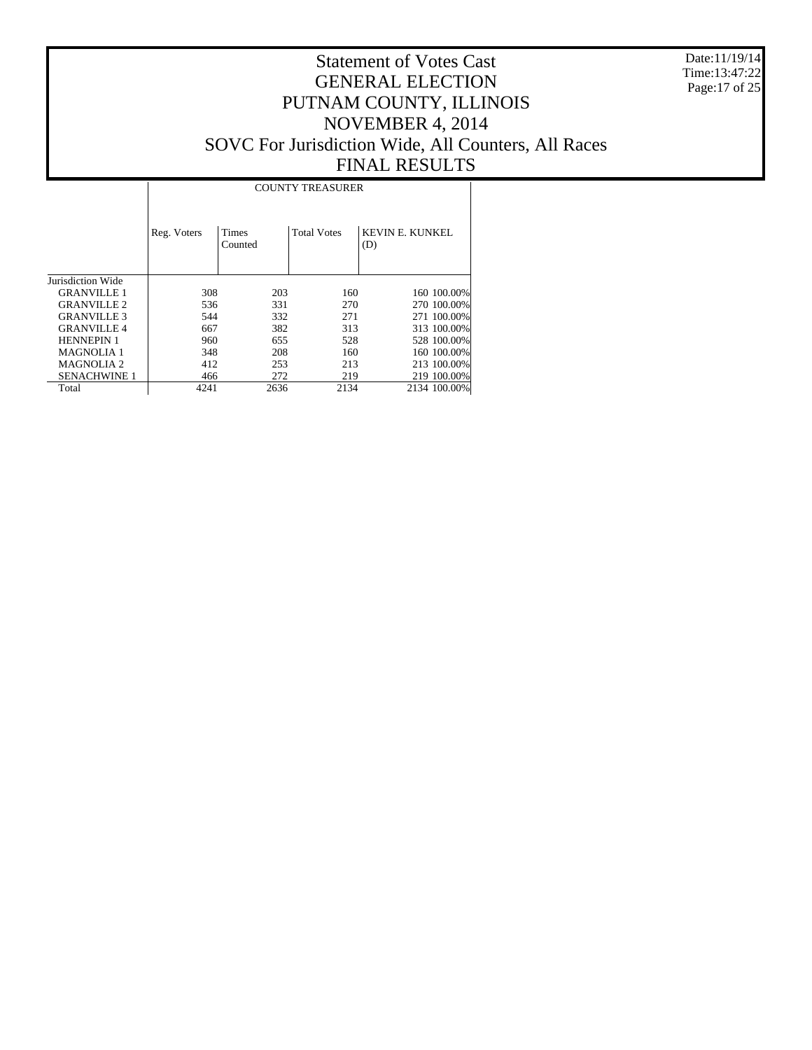# Statement of Votes Cast
# GENERAL ELECTION
# PUTNAM COUNTY, ILLINOIS
# NOVEMBER 4, 2014
# SOVC For Jurisdiction Wide, All Counters, All Races
# FINAL RESULTS

Date:11/19/14
Time:13:47:22

| | COUNTY TREASURER | | | | |
|---|---|---|---|---|---|
| | Reg. Voters | Times Counted | Total Votes | KEVIN E. KUNKEL (D) | |
| Jurisdiction Wide | | | | | |
| GRANVILLE 1 | 308 | 203 | 160 | 160 | 100.00% |
| GRANVILLE 2 | 536 | 331 | 270 | 270 | 100.00% |
| GRANVILLE 3 | 544 | 332 | 271 | 271 | 100.00% |
| GRANVILLE 4 | 667 | 382 | 313 | 313 | 100.00% |
| HENNEPIN 1 | 960 | 655 | 528 | 528 | 100.00% |
| MAGNOLIA 1 | 348 | 208 | 160 | 160 | 100.00% |
| MAGNOLIA 2 | 412 | 253 | 213 | 213 | 100.00% |
| SENACHWINE 1 | 466 | 272 | 219 | 219 | 100.00% |
| Total | 4241 | 2636 | 2134 | 2134 | 100.00% |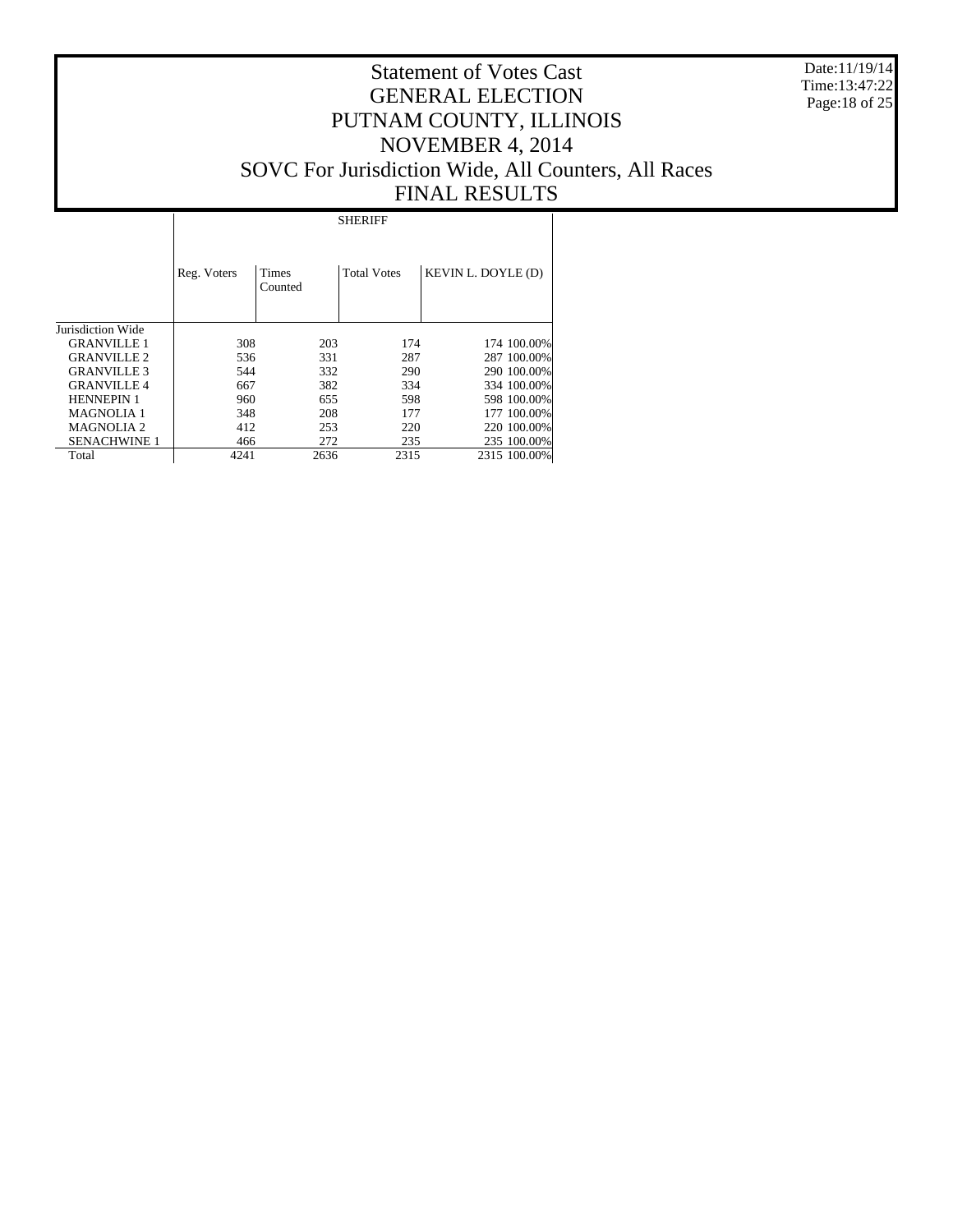# Statement of Votes Cast
# GENERAL ELECTION
# PUTNAM COUNTY, ILLINOIS
# NOVEMBER 4, 2014
# SOVC For Jurisdiction Wide, All Counters, All Races
# FINAL RESULTS

Date:11/19/14
Time:13:47:22

| | SHERIFF | | | | |
|---|---|---|---|---|---|
| | Reg. Voters | Times Counted | Total Votes | KEVIN L. DOYLE (D) | |
| Jurisdiction Wide | | | | | |
| GRANVILLE 1 | 308 | 203 | 174 | 174 | 100.00% |
| GRANVILLE 2 | 536 | 331 | 287 | 287 | 100.00% |
| GRANVILLE 3 | 544 | 332 | 290 | 290 | 100.00% |
| GRANVILLE 4 | 667 | 382 | 334 | 334 | 100.00% |
| HENNEPIN 1 | 960 | 655 | 598 | 598 | 100.00% |
| MAGNOLIA 1 | 348 | 208 | 177 | 177 | 100.00% |
| MAGNOLIA 2 | 412 | 253 | 220 | 220 | 100.00% |
| SENACHWINE 1 | 466 | 272 | 235 | 235 | 100.00% |
| Total | 4241 | 2636 | 2315 | 2315 | 100.00% |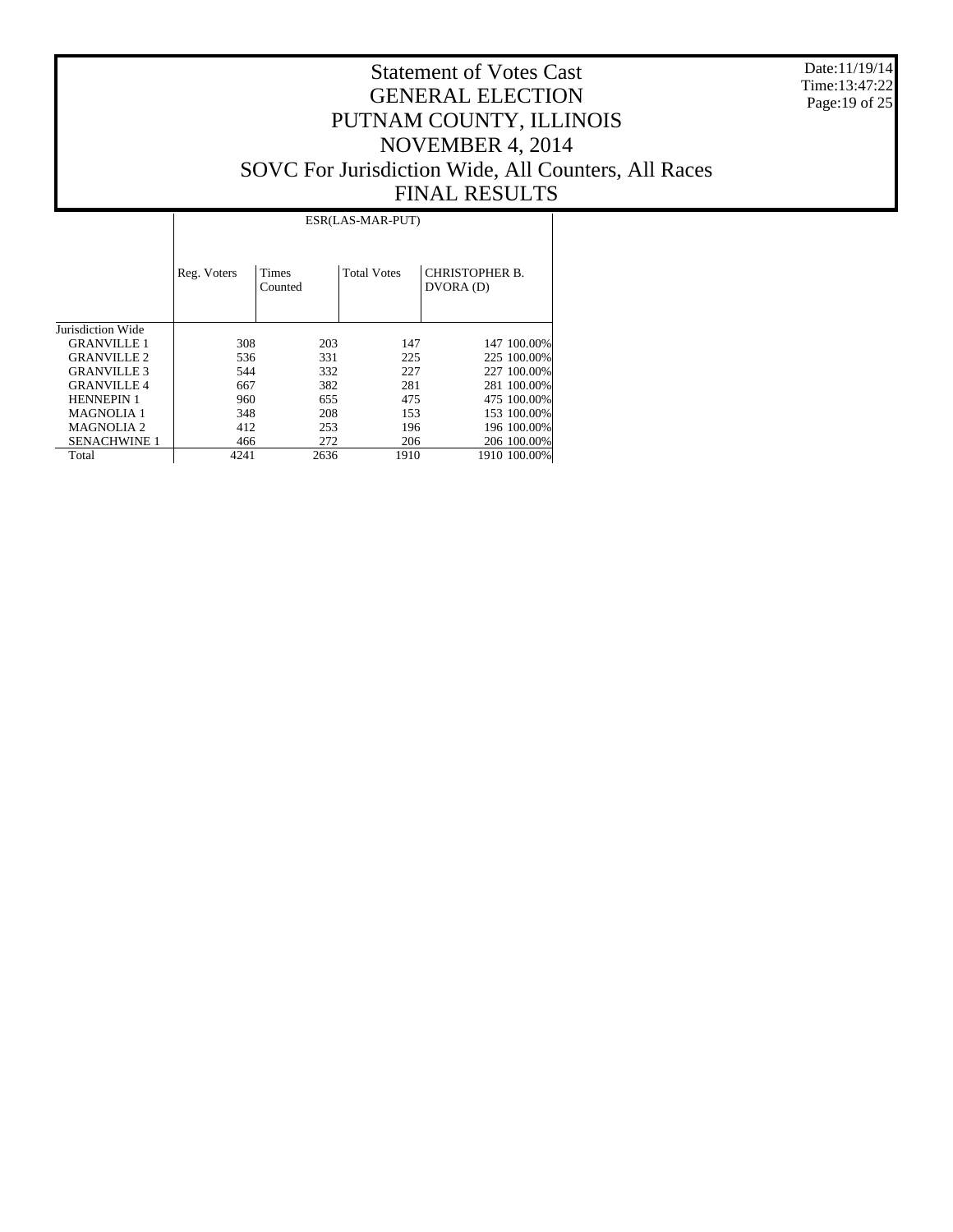# Statement of Votes Cast
# GENERAL ELECTION
# PUTNAM COUNTY, ILLINOIS
# NOVEMBER 4, 2014
# SOVC For Jurisdiction Wide, All Counters, All Races
# FINAL RESULTS

Date:11/19/14
Time:13:47:22

| | ESR(LAS-MAR-PUT) | | | | |
|---|---|---|---|---|---|
| | Reg. Voters | Times Counted | Total Votes | CHRISTOPHER B. DVORA (D) | |
| Jurisdiction Wide | | | | | |
| GRANVILLE 1 | 308 | 203 | 147 | 147 | 100.00% |
| GRANVILLE 2 | 536 | 331 | 225 | 225 | 100.00% |
| GRANVILLE 3 | 544 | 332 | 227 | 227 | 100.00% |
| GRANVILLE 4 | 667 | 382 | 281 | 281 | 100.00% |
| HENNEPIN 1 | 960 | 655 | 475 | 475 | 100.00% |
| MAGNOLIA 1 | 348 | 208 | 153 | 153 | 100.00% |
| MAGNOLIA 2 | 412 | 253 | 196 | 196 | 100.00% |
| SENACHWINE 1 | 466 | 272 | 206 | 206 | 100.00% |
| Total | 4241 | 2636 | 1910 | 1910 | 100.00% |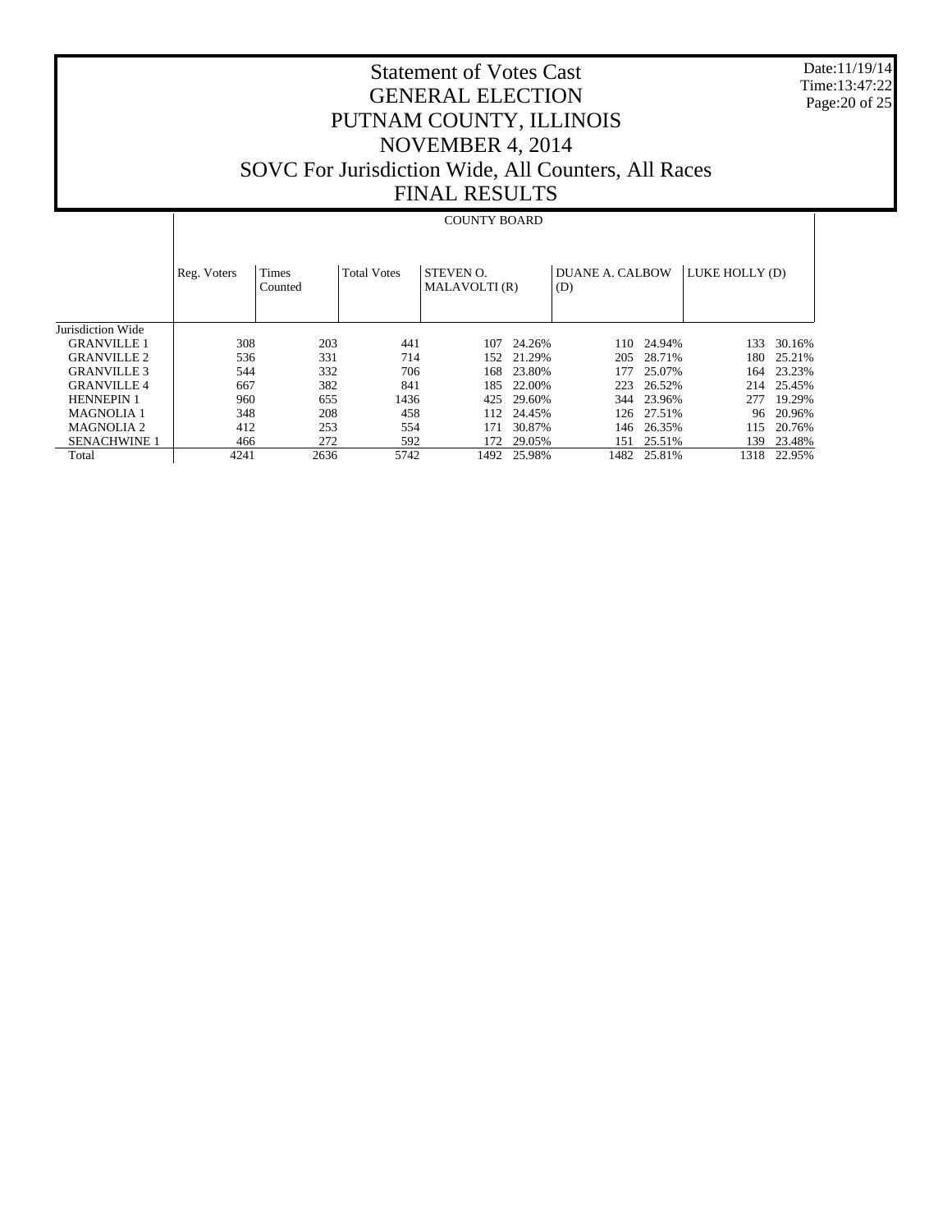# Statement of Votes Cast
# GENERAL ELECTION
# PUTNAM COUNTY, ILLINOIS
# NOVEMBER 4, 2014
# SOVC For Jurisdiction Wide, All Counters, All Races
# FINAL RESULTS

Date:11/19/14
Time:13:47:22

COUNTY BOARD

| | Reg. Voters | Times Counted | Total Votes | STEVEN O. MALAVOLTI (R) | | DUANE A. CALBOW (D) | | LUKE HOLLY (D) | |
|---|---|---|---|---|---|---|---|---|---|
| Jurisdiction Wide | | | | | | | | | |
| GRANVILLE 1 | 308 | 203 | 441 | 107 | 24.26% | 110 | 24.94% | 133 | 30.16% |
| GRANVILLE 2 | 536 | 331 | 714 | 152 | 21.29% | 205 | 28.71% | 180 | 25.21% |
| GRANVILLE 3 | 544 | 332 | 706 | 168 | 23.80% | 177 | 25.07% | 164 | 23.23% |
| GRANVILLE 4 | 667 | 382 | 841 | 185 | 22.00% | 223 | 26.52% | 214 | 25.45% |
| HENNEPIN 1 | 960 | 655 | 1436 | 425 | 29.60% | 344 | 23.96% | 277 | 19.29% |
| MAGNOLIA 1 | 348 | 208 | 458 | 112 | 24.45% | 126 | 27.51% | 96 | 20.96% |
| MAGNOLIA 2 | 412 | 253 | 554 | 171 | 30.87% | 146 | 26.35% | 115 | 20.76% |
| SENACHWINE 1 | 466 | 272 | 592 | 172 | 29.05% | 151 | 25.51% | 139 | 23.48% |
| Total | 4241 | 2636 | 5742 | 1492 | 25.98% | 1482 | 25.81% | 1318 | 22.95% |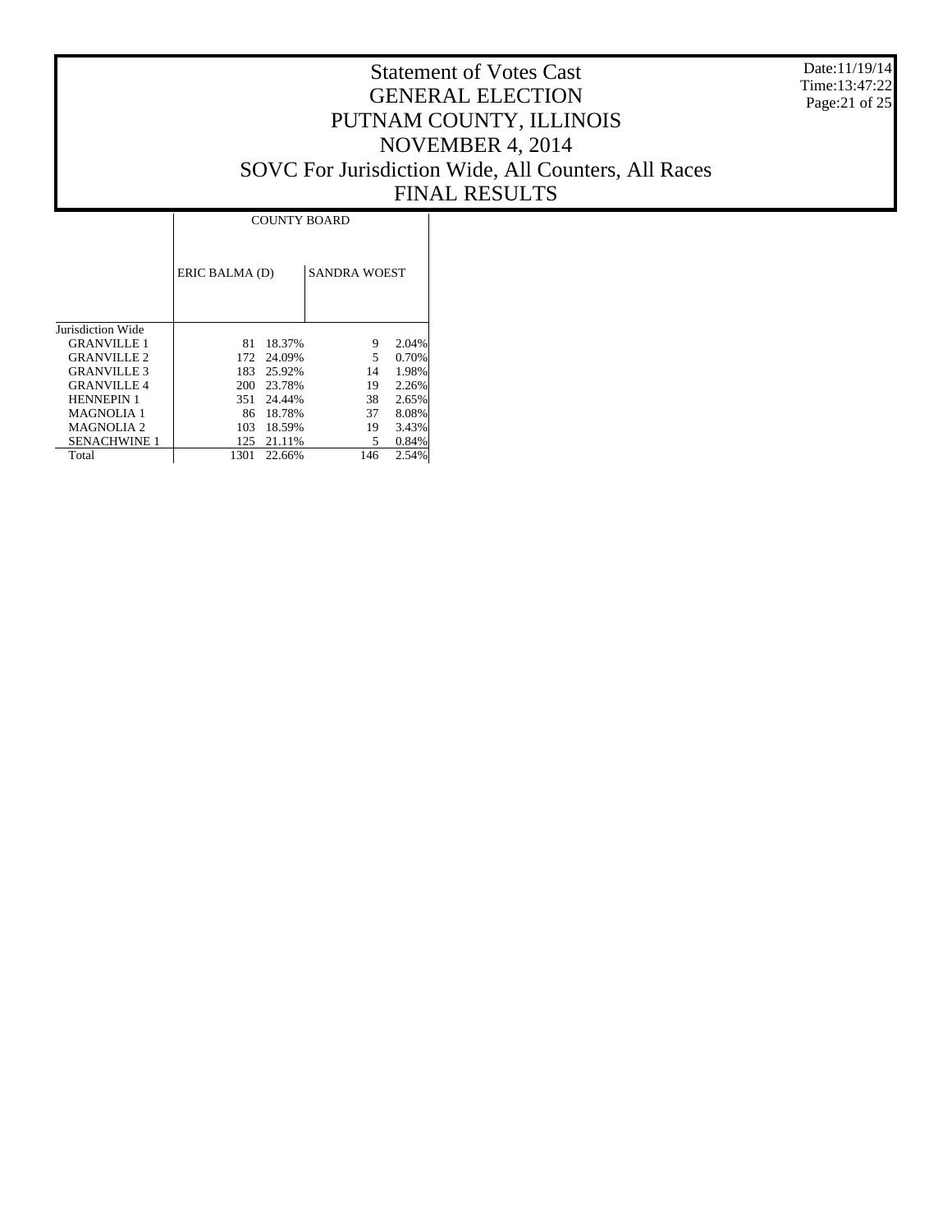# Statement of Votes Cast
# GENERAL ELECTION
# PUTNAM COUNTY, ILLINOIS
# NOVEMBER 4, 2014
# SOVC For Jurisdiction Wide, All Counters, All Races
# FINAL RESULTS

Date:11/19/14
Time:13:47:22

| | COUNTY BOARD | | | |
|---|---|---|---|---|
| | ERIC BALMA (D) | | SANDRA WOEST | |
| Jurisdiction Wide | | | | |
| GRANVILLE 1 | 81 | 18.37% | 9 | 2.04% |
| GRANVILLE 2 | 172 | 24.09% | 5 | 0.70% |
| GRANVILLE 3 | 183 | 25.92% | 14 | 1.98% |
| GRANVILLE 4 | 200 | 23.78% | 19 | 2.26% |
| HENNEPIN 1 | 351 | 24.44% | 38 | 2.65% |
| MAGNOLIA 1 | 86 | 18.78% | 37 | 8.08% |
| MAGNOLIA 2 | 103 | 18.59% | 19 | 3.43% |
| SENACHWINE 1 | 125 | 21.11% | 5 | 0.84% |
| Total | 1301 | 22.66% | 146 | 2.54% |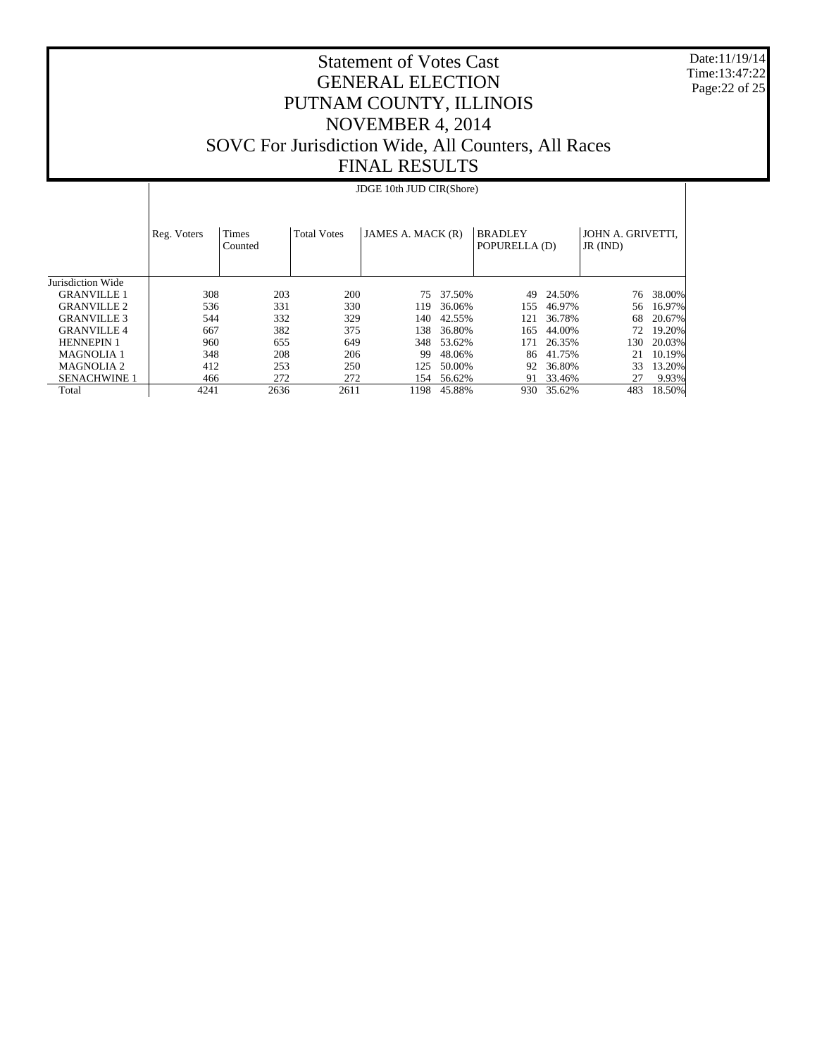# Statement of Votes Cast
# GENERAL ELECTION
# PUTNAM COUNTY, ILLINOIS
# NOVEMBER 4, 2014
# SOVC For Jurisdiction Wide, All Counters, All Races
# FINAL RESULTS

Date:11/19/14
Time:13:47:22

JDGE 10th JUD CIR(Shore)

| | Reg. Voters | Times Counted | Total Votes | JAMES A. MACK (R) | | BRADLEY POPURELLA (D) | | JOHN A. GRIVETTI, JR (IND) | |
|---|---|---|---|---|---|---|---|---|---|
| Jurisdiction Wide | | | | | | | | | |
| GRANVILLE 1 | 308 | 203 | 200 | 75 | 37.50% | 49 | 24.50% | 76 | 38.00% |
| GRANVILLE 2 | 536 | 331 | 330 | 119 | 36.06% | 155 | 46.97% | 56 | 16.97% |
| GRANVILLE 3 | 544 | 332 | 329 | 140 | 42.55% | 121 | 36.78% | 68 | 20.67% |
| GRANVILLE 4 | 667 | 382 | 375 | 138 | 36.80% | 165 | 44.00% | 72 | 19.20% |
| HENNEPIN 1 | 960 | 655 | 649 | 348 | 53.62% | 171 | 26.35% | 130 | 20.03% |
| MAGNOLIA 1 | 348 | 208 | 206 | 99 | 48.06% | 86 | 41.75% | 21 | 10.19% |
| MAGNOLIA 2 | 412 | 253 | 250 | 125 | 50.00% | 92 | 36.80% | 33 | 13.20% |
| SENACHWINE 1 | 466 | 272 | 272 | 154 | 56.62% | 91 | 33.46% | 27 | 9.93% |
| Total | 4241 | 2636 | 2611 | 1198 | 45.88% | 930 | 35.62% | 483 | 18.50% |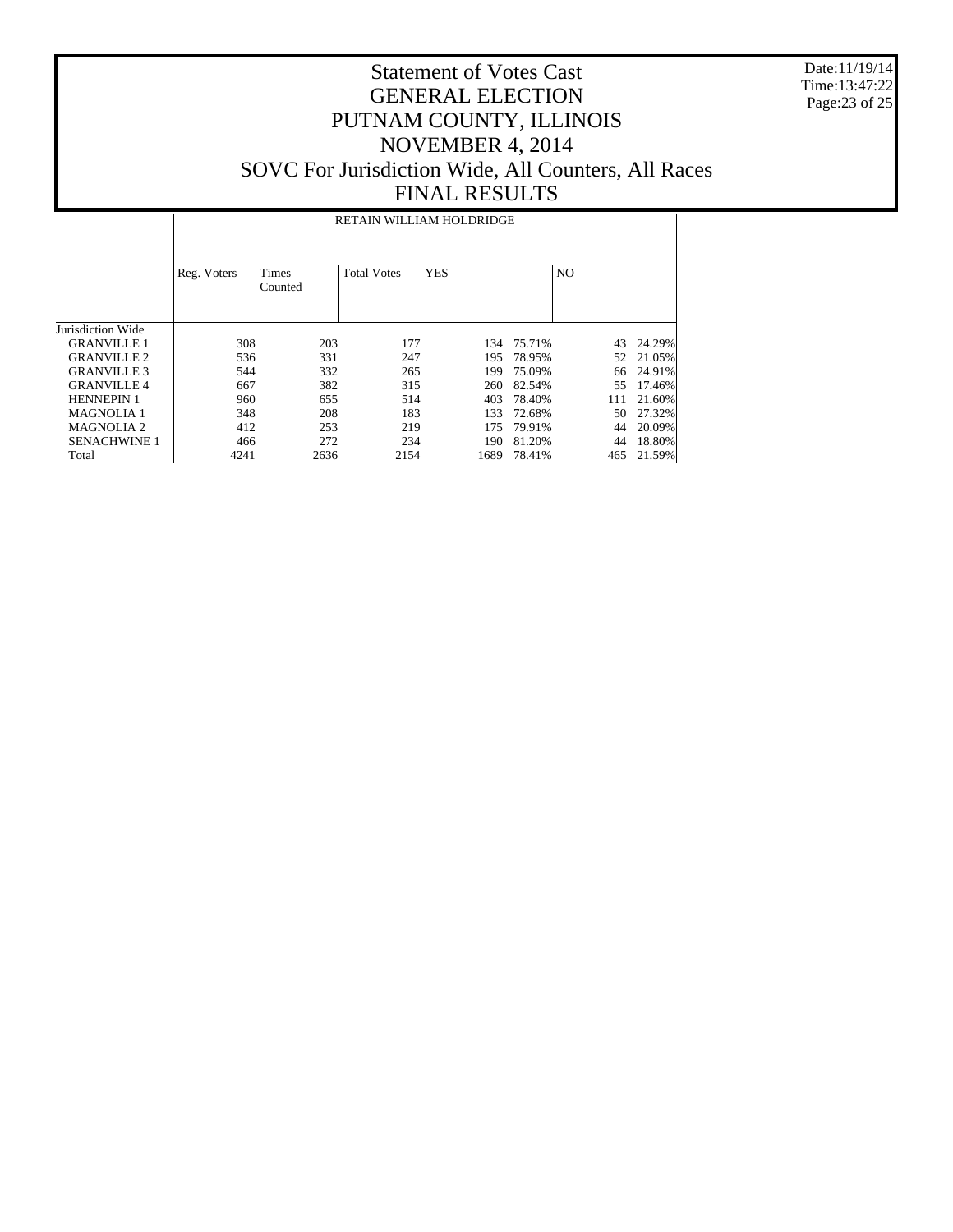# Statement of Votes Cast
# GENERAL ELECTION
# PUTNAM COUNTY, ILLINOIS
# NOVEMBER 4, 2014
# SOVC For Jurisdiction Wide, All Counters, All Races
# FINAL RESULTS

Date:11/19/14
Time:13:47:22

| | RETAIN WILLIAM HOLDRIDGE | | | | | | |
|---|---|---|---|---|---|---|---|
| | Reg. Voters | Times Counted | Total Votes | YES | | NO | |
| Jurisdiction Wide | | | | | | | |
| GRANVILLE 1 | 308 | 203 | 177 | 134 | 75.71% | 43 | 24.29% |
| GRANVILLE 2 | 536 | 331 | 247 | 195 | 78.95% | 52 | 21.05% |
| GRANVILLE 3 | 544 | 332 | 265 | 199 | 75.09% | 66 | 24.91% |
| GRANVILLE 4 | 667 | 382 | 315 | 260 | 82.54% | 55 | 17.46% |
| HENNEPIN 1 | 960 | 655 | 514 | 403 | 78.40% | 111 | 21.60% |
| MAGNOLIA 1 | 348 | 208 | 183 | 133 | 72.68% | 50 | 27.32% |
| MAGNOLIA 2 | 412 | 253 | 219 | 175 | 79.91% | 44 | 20.09% |
| SENACHWINE 1 | 466 | 272 | 234 | 190 | 81.20% | 44 | 18.80% |
| Total | 4241 | 2636 | 2154 | 1689 | 78.41% | 465 | 21.59% |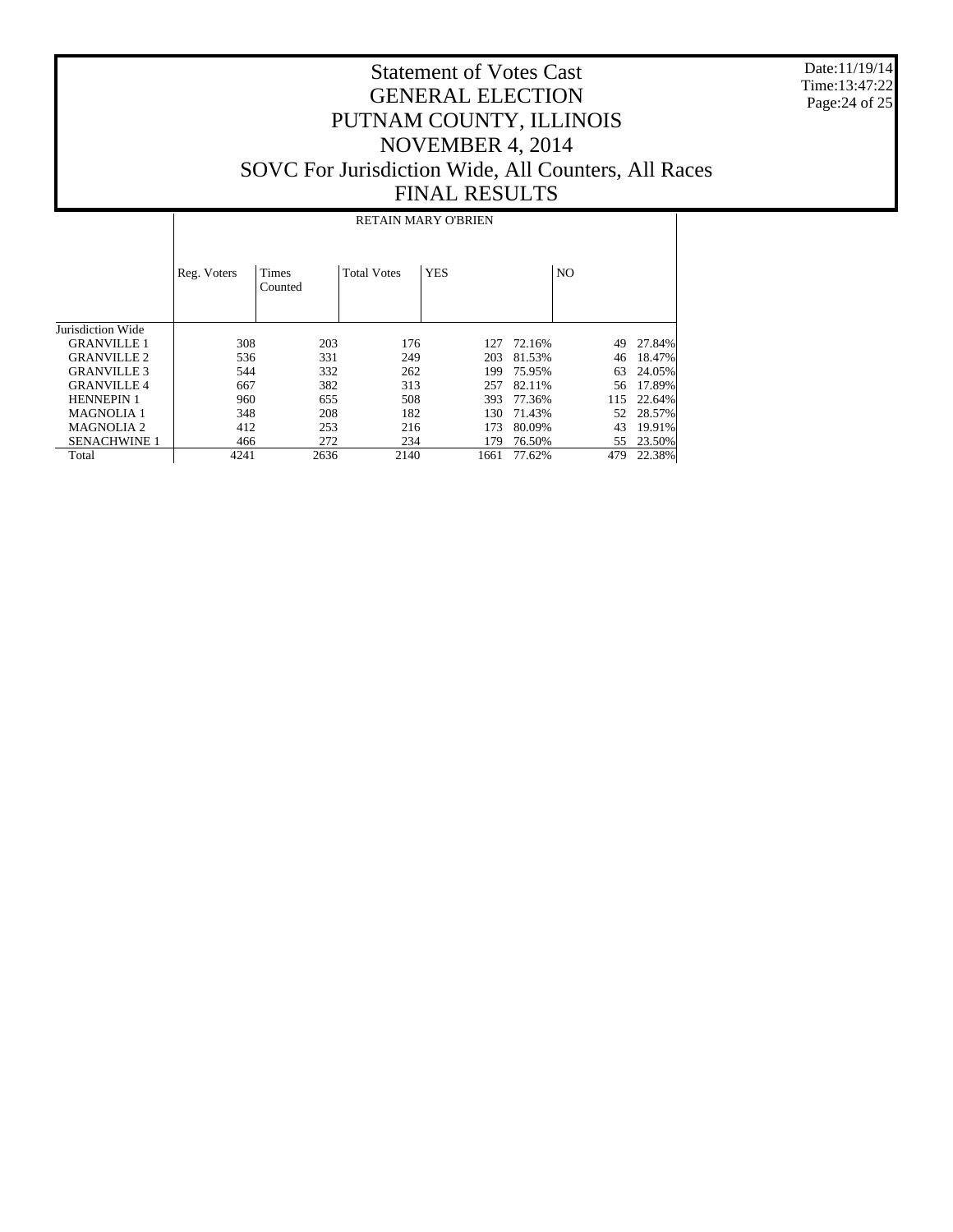# Statement of Votes Cast
# GENERAL ELECTION
# PUTNAM COUNTY, ILLINOIS
# NOVEMBER 4, 2014
# SOVC For Jurisdiction Wide, All Counters, All Races
# FINAL RESULTS

Date:11/19/14
Time:13:47:22

| | RETAIN MARY O'BRIEN | | | | | | |
|---|---|---|---|---|---|---|---|
| | Reg. Voters | Times Counted | Total Votes | YES | | NO | |
| Jurisdiction Wide | | | | | | | |
| GRANVILLE 1 | 308 | 203 | 176 | 127 | 72.16% | 49 | 27.84% |
| GRANVILLE 2 | 536 | 331 | 249 | 203 | 81.53% | 46 | 18.47% |
| GRANVILLE 3 | 544 | 332 | 262 | 199 | 75.95% | 63 | 24.05% |
| GRANVILLE 4 | 667 | 382 | 313 | 257 | 82.11% | 56 | 17.89% |
| HENNEPIN 1 | 960 | 655 | 508 | 393 | 77.36% | 115 | 22.64% |
| MAGNOLIA 1 | 348 | 208 | 182 | 130 | 71.43% | 52 | 28.57% |
| MAGNOLIA 2 | 412 | 253 | 216 | 173 | 80.09% | 43 | 19.91% |
| SENACHWINE 1 | 466 | 272 | 234 | 179 | 76.50% | 55 | 23.50% |
| Total | 4241 | 2636 | 2140 | 1661 | 77.62% | 479 | 22.38% |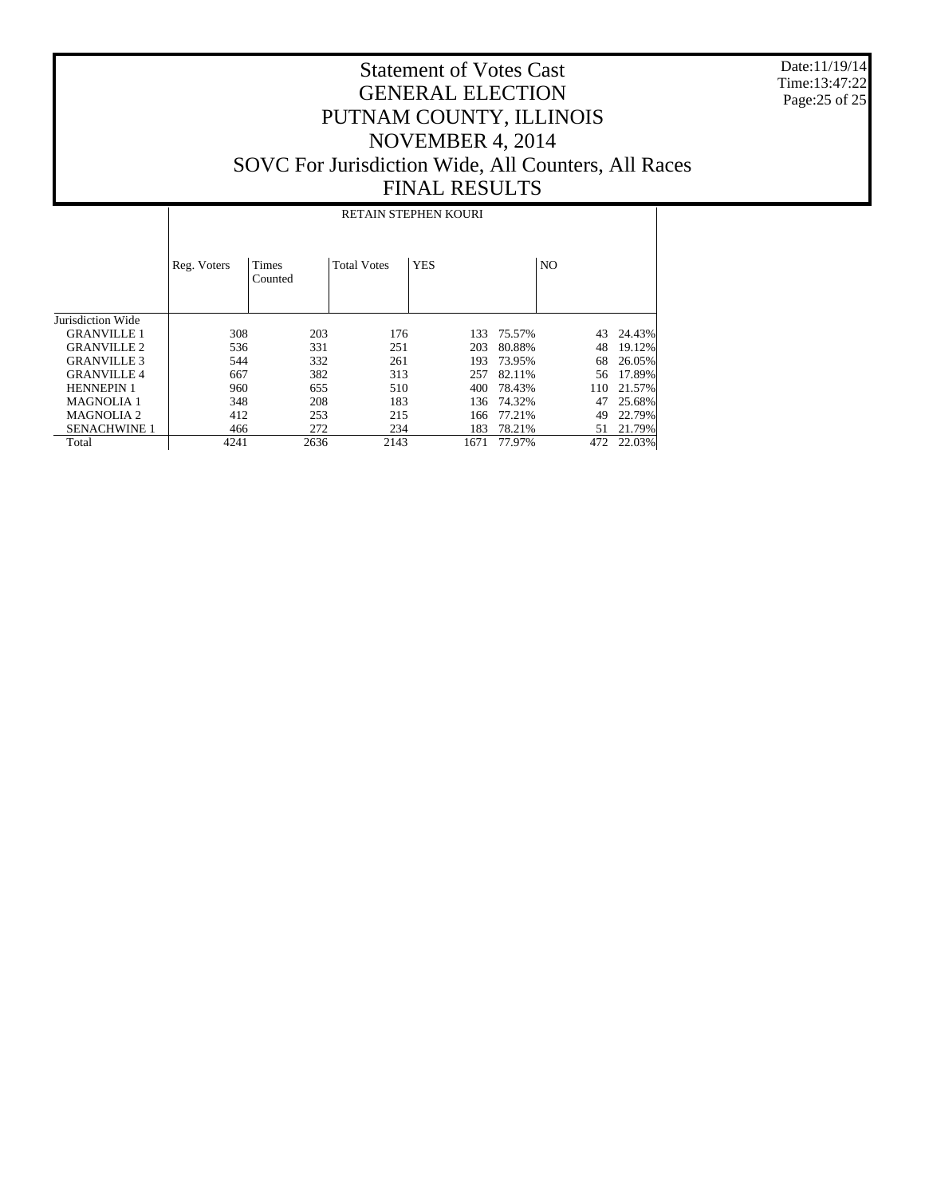# Statement of Votes Cast
# GENERAL ELECTION
# PUTNAM COUNTY, ILLINOIS
# NOVEMBER 4, 2014
# SOVC For Jurisdiction Wide, All Counters, All Races
# FINAL RESULTS

Date:11/19/14
Time:13:47:22

RETAIN STEPHEN KOURI

| | Reg. Voters | Times Counted | Total Votes | YES | | NO | |
|---|---|---|---|---|---|---|---|
| Jurisdiction Wide | | | | | | | |
| GRANVILLE 1 | 308 | 203 | 176 | 133 | 75.57% | 43 | 24.43% |
| GRANVILLE 2 | 536 | 331 | 251 | 203 | 80.88% | 48 | 19.12% |
| GRANVILLE 3 | 544 | 332 | 261 | 193 | 73.95% | 68 | 26.05% |
| GRANVILLE 4 | 667 | 382 | 313 | 257 | 82.11% | 56 | 17.89% |
| HENNEPIN 1 | 960 | 655 | 510 | 400 | 78.43% | 110 | 21.57% |
| MAGNOLIA 1 | 348 | 208 | 183 | 136 | 74.32% | 47 | 25.68% |
| MAGNOLIA 2 | 412 | 253 | 215 | 166 | 77.21% | 49 | 22.79% |
| SENACHWINE 1 | 466 | 272 | 234 | 183 | 78.21% | 51 | 21.79% |
| Total | 4241 | 2636 | 2143 | 1671 | 77.97% | 472 | 22.03% |